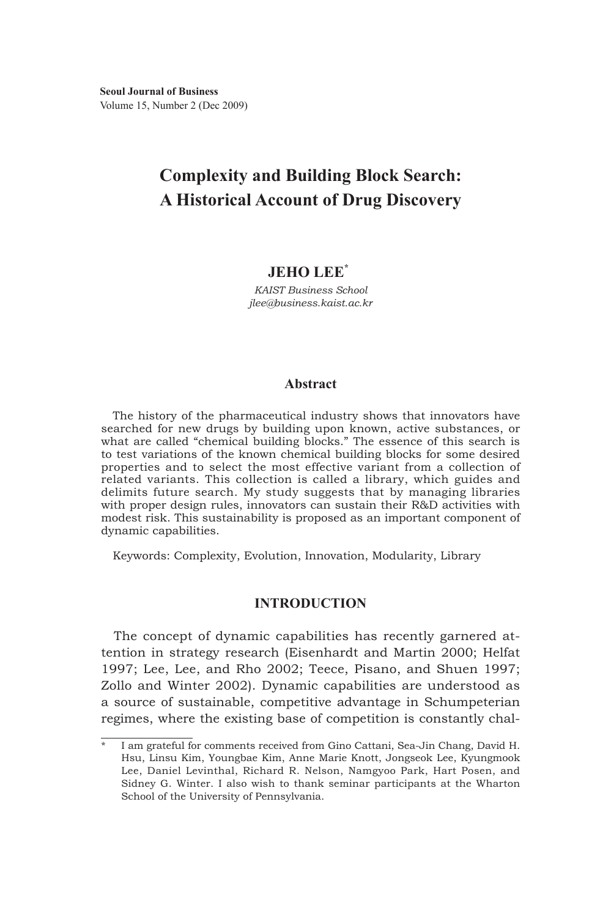# Complexity and Building Block Search: A Historical Account of Drug Discovery

**JEHO LEE**[*]

*KAIST Business School*
*jlee@business.kaist.ac.kr*

## Abstract

The history of the pharmaceutical industry shows that innovators have searched for new drugs by building upon known, active substances, or what are called "chemical building blocks." The essence of this search is to test variations of the known chemical building blocks for some desired properties and to select the most effective variant from a collection of related variants. This collection is called a library, which guides and delimits future search. My study suggests that by managing libraries with proper design rules, innovators can sustain their R&D activities with modest risk. This sustainability is proposed as an important component of dynamic capabilities.

Keywords: Complexity, Evolution, Innovation, Modularity, Library

## INTRODUCTION

The concept of dynamic capabilities has recently garnered attention in strategy research (Eisenhardt and Martin 2000; Helfat 1997; Lee, Lee, and Rho 2002; Teece, Pisano, and Shuen 1997; Zollo and Winter 2002). Dynamic capabilities are understood as a source of sustainable, competitive advantage in Schumpeterian regimes, where the existing base of competition is constantly chal-

---

[*] I am grateful for comments received from Gino Cattani, Sea-Jin Chang, David H. Hsu, Linsu Kim, Youngbae Kim, Anne Marie Knott, Jongseok Lee, Kyungmook Lee, Daniel Levinthal, Richard R. Nelson, Namgyoo Park, Hart Posen, and Sidney G. Winter. I also wish to thank seminar participants at the Wharton School of the University of Pennsylvania.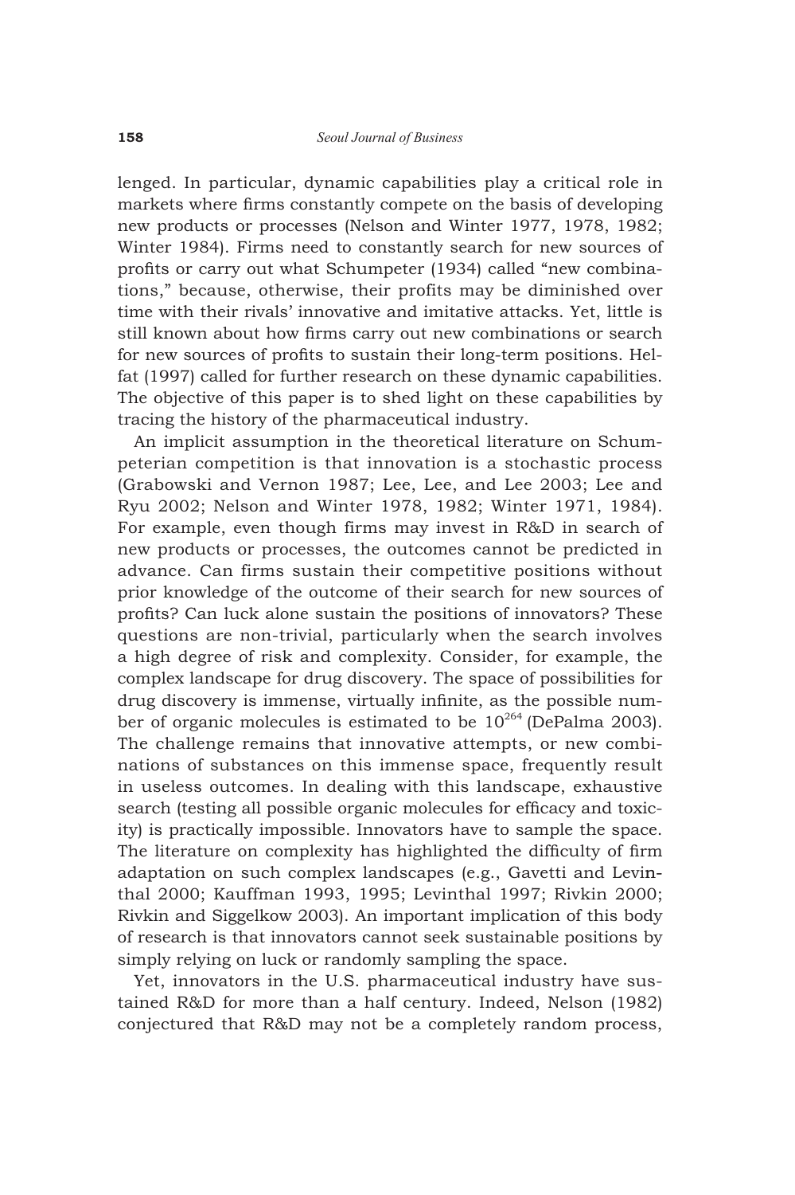lenged. In particular, dynamic capabilities play a critical role in markets where firms constantly compete on the basis of developing new products or processes (Nelson and Winter 1977, 1978, 1982; Winter 1984). Firms need to constantly search for new sources of profits or carry out what Schumpeter (1934) called "new combinations," because, otherwise, their profits may be diminished over time with their rivals' innovative and imitative attacks. Yet, little is still known about how firms carry out new combinations or search for new sources of profits to sustain their long-term positions. Helfat (1997) called for further research on these dynamic capabilities. The objective of this paper is to shed light on these capabilities by tracing the history of the pharmaceutical industry.

An implicit assumption in the theoretical literature on Schumpeterian competition is that innovation is a stochastic process (Grabowski and Vernon 1987; Lee, Lee, and Lee 2003; Lee and Ryu 2002; Nelson and Winter 1978, 1982; Winter 1971, 1984). For example, even though firms may invest in R&D in search of new products or processes, the outcomes cannot be predicted in advance. Can firms sustain their competitive positions without prior knowledge of the outcome of their search for new sources of profits? Can luck alone sustain the positions of innovators? These questions are non-trivial, particularly when the search involves a high degree of risk and complexity. Consider, for example, the complex landscape for drug discovery. The space of possibilities for drug discovery is immense, virtually infinite, as the possible number of organic molecules is estimated to be $10^{264}$ (DePalma 2003). The challenge remains that innovative attempts, or new combinations of substances on this immense space, frequently result in useless outcomes. In dealing with this landscape, exhaustive search (testing all possible organic molecules for efficacy and toxicity) is practically impossible. Innovators have to sample the space. The literature on complexity has highlighted the difficulty of firm adaptation on such complex landscapes (e.g., Gavetti and Levinthal 2000; Kauffman 1993, 1995; Levinthal 1997; Rivkin 2000; Rivkin and Siggelkow 2003). An important implication of this body of research is that innovators cannot seek sustainable positions by simply relying on luck or randomly sampling the space.

Yet, innovators in the U.S. pharmaceutical industry have sustained R&D for more than a half century. Indeed, Nelson (1982) conjectured that R&D may not be a completely random process,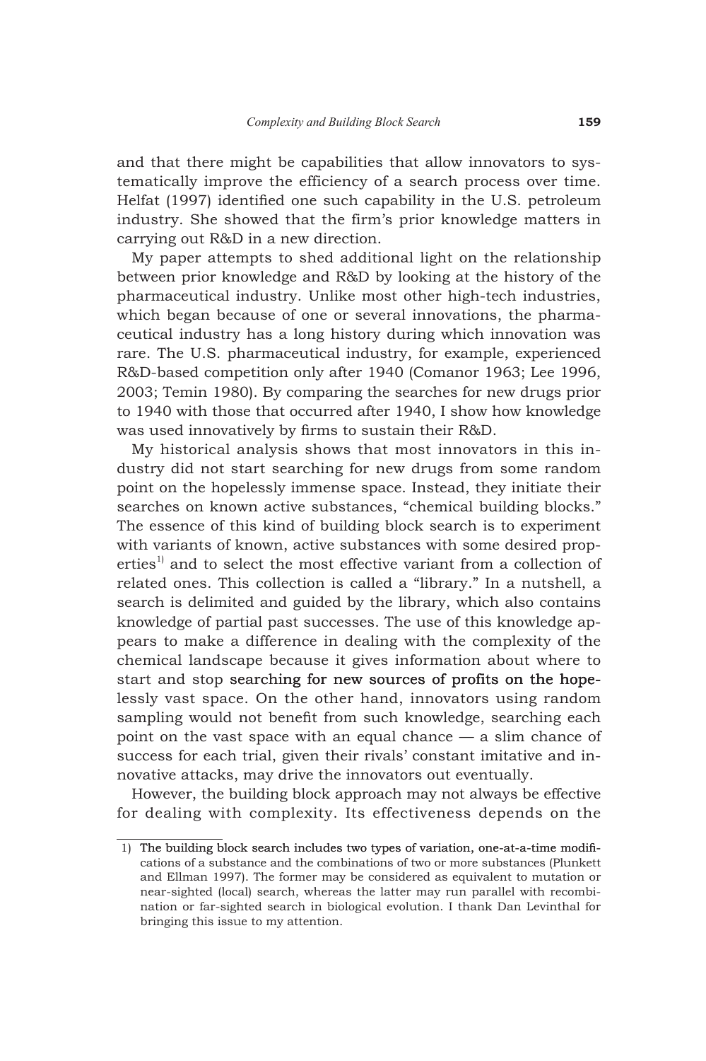and that there might be capabilities that allow innovators to systematically improve the efficiency of a search process over time. Helfat (1997) identified one such capability in the U.S. petroleum industry. She showed that the firm's prior knowledge matters in carrying out R&D in a new direction.

My paper attempts to shed additional light on the relationship between prior knowledge and R&D by looking at the history of the pharmaceutical industry. Unlike most other high-tech industries, which began because of one or several innovations, the pharmaceutical industry has a long history during which innovation was rare. The U.S. pharmaceutical industry, for example, experienced R&D-based competition only after 1940 (Comanor 1963; Lee 1996, 2003; Temin 1980). By comparing the searches for new drugs prior to 1940 with those that occurred after 1940, I show how knowledge was used innovatively by firms to sustain their R&D.

My historical analysis shows that most innovators in this industry did not start searching for new drugs from some random point on the hopelessly immense space. Instead, they initiate their searches on known active substances, "chemical building blocks." The essence of this kind of building block search is to experiment with variants of known, active substances with some desired properties[1] and to select the most effective variant from a collection of related ones. This collection is called a "library." In a nutshell, a search is delimited and guided by the library, which also contains knowledge of partial past successes. The use of this knowledge appears to make a difference in dealing with the complexity of the chemical landscape because it gives information about where to start and stop searching for new sources of profits on the hopelessly vast space. On the other hand, innovators using random sampling would not benefit from such knowledge, searching each point on the vast space with an equal chance — a slim chance of success for each trial, given their rivals' constant imitative and innovative attacks, may drive the innovators out eventually.

However, the building block approach may not always be effective for dealing with complexity. Its effectiveness depends on the

1) The building block search includes two types of variation, one-at-a-time modifications of a substance and the combinations of two or more substances (Plunkett and Ellman 1997). The former may be considered as equivalent to mutation or near-sighted (local) search, whereas the latter may run parallel with recombination or far-sighted search in biological evolution. I thank Dan Levinthal for bringing this issue to my attention.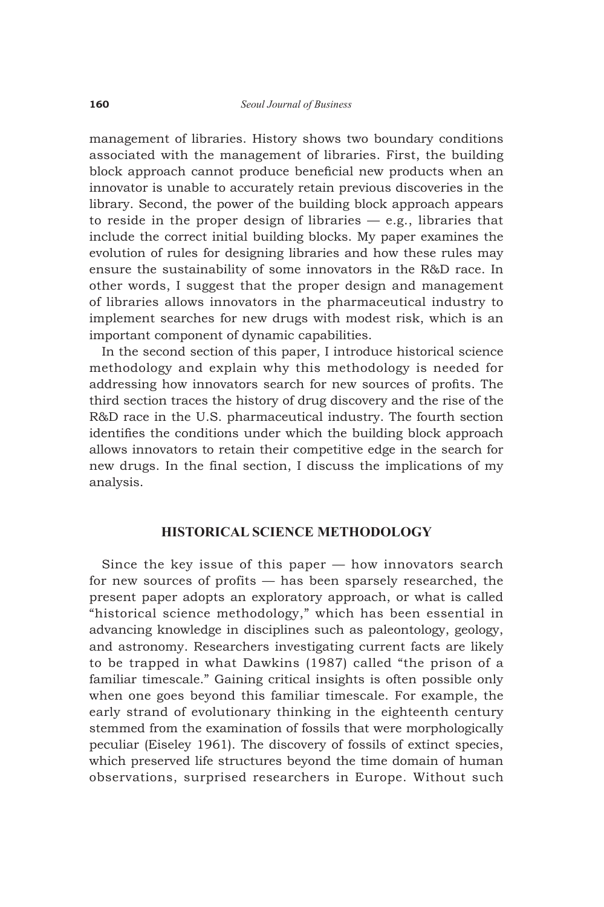management of libraries. History shows two boundary conditions associated with the management of libraries. First, the building block approach cannot produce beneficial new products when an innovator is unable to accurately retain previous discoveries in the library. Second, the power of the building block approach appears to reside in the proper design of libraries — e.g., libraries that include the correct initial building blocks. My paper examines the evolution of rules for designing libraries and how these rules may ensure the sustainability of some innovators in the R&D race. In other words, I suggest that the proper design and management of libraries allows innovators in the pharmaceutical industry to implement searches for new drugs with modest risk, which is an important component of dynamic capabilities.

In the second section of this paper, I introduce historical science methodology and explain why this methodology is needed for addressing how innovators search for new sources of profits. The third section traces the history of drug discovery and the rise of the R&D race in the U.S. pharmaceutical industry. The fourth section identifies the conditions under which the building block approach allows innovators to retain their competitive edge in the search for new drugs. In the final section, I discuss the implications of my analysis.

## HISTORICAL SCIENCE METHODOLOGY

Since the key issue of this paper — how innovators search for new sources of profits — has been sparsely researched, the present paper adopts an exploratory approach, or what is called "historical science methodology," which has been essential in advancing knowledge in disciplines such as paleontology, geology, and astronomy. Researchers investigating current facts are likely to be trapped in what Dawkins (1987) called "the prison of a familiar timescale." Gaining critical insights is often possible only when one goes beyond this familiar timescale. For example, the early strand of evolutionary thinking in the eighteenth century stemmed from the examination of fossils that were morphologically peculiar (Eiseley 1961). The discovery of fossils of extinct species, which preserved life structures beyond the time domain of human observations, surprised researchers in Europe. Without such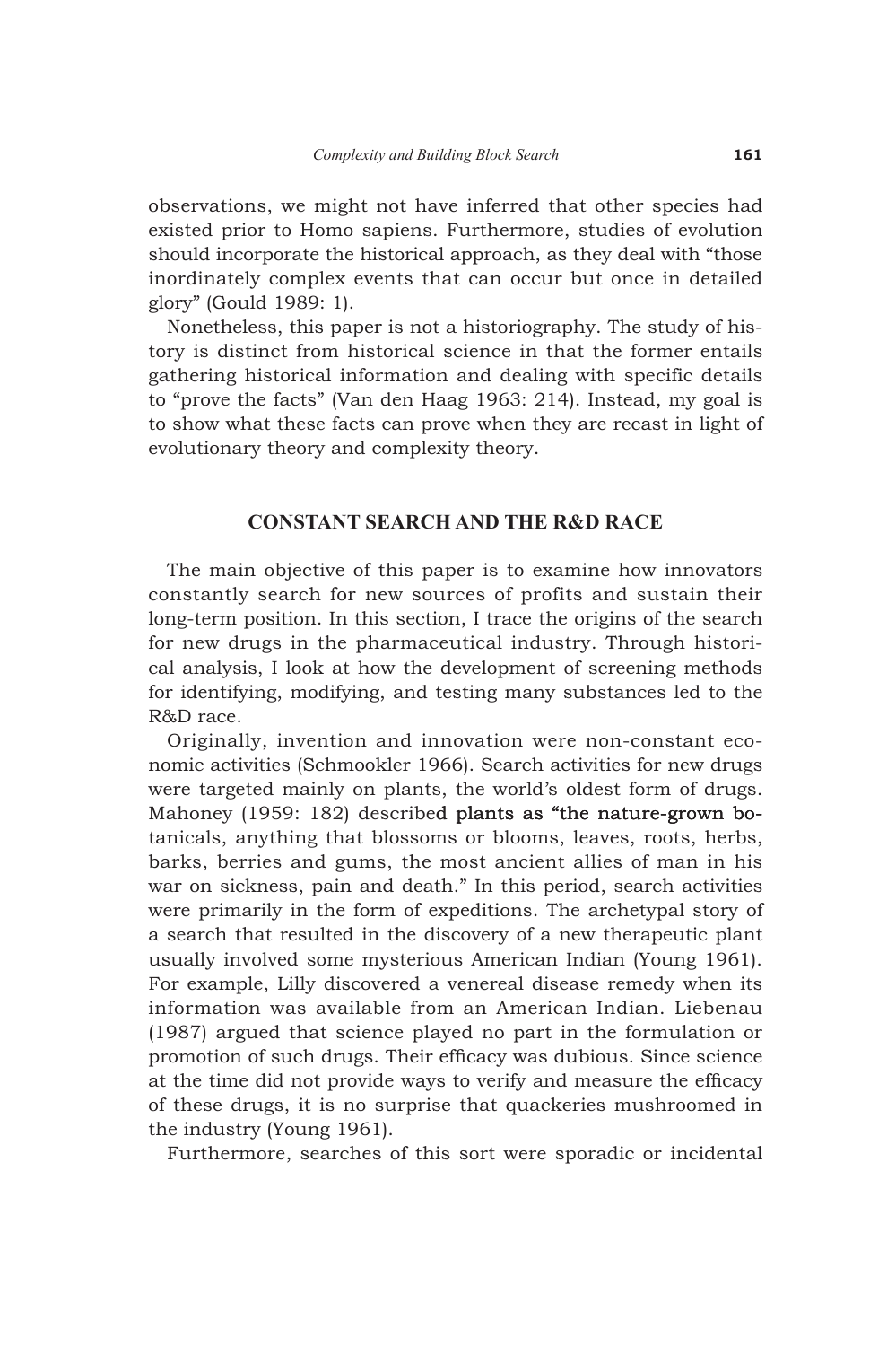observations, we might not have inferred that other species had existed prior to Homo sapiens. Furthermore, studies of evolution should incorporate the historical approach, as they deal with "those inordinately complex events that can occur but once in detailed glory" (Gould 1989: 1).

Nonetheless, this paper is not a historiography. The study of history is distinct from historical science in that the former entails gathering historical information and dealing with specific details to "prove the facts" (Van den Haag 1963: 214). Instead, my goal is to show what these facts can prove when they are recast in light of evolutionary theory and complexity theory.

## CONSTANT SEARCH AND THE R&D RACE

The main objective of this paper is to examine how innovators constantly search for new sources of profits and sustain their long-term position. In this section, I trace the origins of the search for new drugs in the pharmaceutical industry. Through historical analysis, I look at how the development of screening methods for identifying, modifying, and testing many substances led to the R&D race.

Originally, invention and innovation were non-constant economic activities (Schmookler 1966). Search activities for new drugs were targeted mainly on plants, the world's oldest form of drugs. Mahoney (1959: 182) described plants as "the nature-grown botanicals, anything that blossoms or blooms, leaves, roots, herbs, barks, berries and gums, the most ancient allies of man in his war on sickness, pain and death." In this period, search activities were primarily in the form of expeditions. The archetypal story of a search that resulted in the discovery of a new therapeutic plant usually involved some mysterious American Indian (Young 1961). For example, Lilly discovered a venereal disease remedy when its information was available from an American Indian. Liebenau (1987) argued that science played no part in the formulation or promotion of such drugs. Their efficacy was dubious. Since science at the time did not provide ways to verify and measure the efficacy of these drugs, it is no surprise that quackeries mushroomed in the industry (Young 1961).

Furthermore, searches of this sort were sporadic or incidental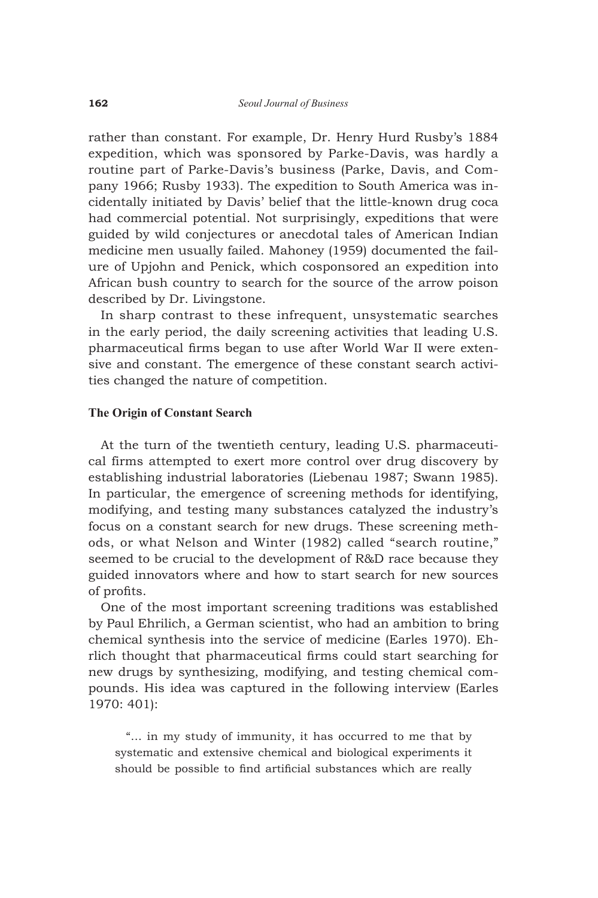rather than constant. For example, Dr. Henry Hurd Rusby's 1884 expedition, which was sponsored by Parke-Davis, was hardly a routine part of Parke-Davis's business (Parke, Davis, and Company 1966; Rusby 1933). The expedition to South America was incidentally initiated by Davis' belief that the little-known drug coca had commercial potential. Not surprisingly, expeditions that were guided by wild conjectures or anecdotal tales of American Indian medicine men usually failed. Mahoney (1959) documented the failure of Upjohn and Penick, which cosponsored an expedition into African bush country to search for the source of the arrow poison described by Dr. Livingstone.

In sharp contrast to these infrequent, unsystematic searches in the early period, the daily screening activities that leading U.S. pharmaceutical firms began to use after World War II were extensive and constant. The emergence of these constant search activities changed the nature of competition.

### The Origin of Constant Search

At the turn of the twentieth century, leading U.S. pharmaceutical firms attempted to exert more control over drug discovery by establishing industrial laboratories (Liebenau 1987; Swann 1985). In particular, the emergence of screening methods for identifying, modifying, and testing many substances catalyzed the industry's focus on a constant search for new drugs. These screening methods, or what Nelson and Winter (1982) called "search routine," seemed to be crucial to the development of R&D race because they guided innovators where and how to start search for new sources of profits.

One of the most important screening traditions was established by Paul Ehrilich, a German scientist, who had an ambition to bring chemical synthesis into the service of medicine (Earles 1970). Ehrlich thought that pharmaceutical firms could start searching for new drugs by synthesizing, modifying, and testing chemical compounds. His idea was captured in the following interview (Earles 1970: 401):

> "... in my study of immunity, it has occurred to me that by systematic and extensive chemical and biological experiments it should be possible to find artificial substances which are really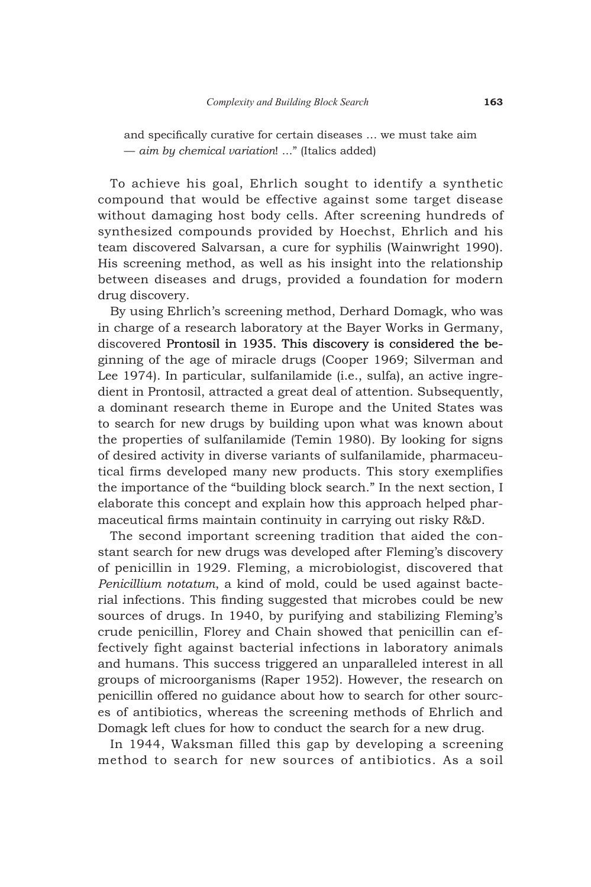and specifically curative for certain diseases … we must take aim — *aim by chemical variation*! …" (Italics added)

To achieve his goal, Ehrlich sought to identify a synthetic compound that would be effective against some target disease without damaging host body cells. After screening hundreds of synthesized compounds provided by Hoechst, Ehrlich and his team discovered Salvarsan, a cure for syphilis (Wainwright 1990). His screening method, as well as his insight into the relationship between diseases and drugs, provided a foundation for modern drug discovery.

By using Ehrlich's screening method, Derhard Domagk, who was in charge of a research laboratory at the Bayer Works in Germany, discovered Prontosil in 1935. This discovery is considered the beginning of the age of miracle drugs (Cooper 1969; Silverman and Lee 1974). In particular, sulfanilamide (i.e., sulfa), an active ingredient in Prontosil, attracted a great deal of attention. Subsequently, a dominant research theme in Europe and the United States was to search for new drugs by building upon what was known about the properties of sulfanilamide (Temin 1980). By looking for signs of desired activity in diverse variants of sulfanilamide, pharmaceutical firms developed many new products. This story exemplifies the importance of the "building block search." In the next section, I elaborate this concept and explain how this approach helped pharmaceutical firms maintain continuity in carrying out risky R&D.

The second important screening tradition that aided the constant search for new drugs was developed after Fleming's discovery of penicillin in 1929. Fleming, a microbiologist, discovered that *Penicillium notatum*, a kind of mold, could be used against bacterial infections. This finding suggested that microbes could be new sources of drugs. In 1940, by purifying and stabilizing Fleming's crude penicillin, Florey and Chain showed that penicillin can effectively fight against bacterial infections in laboratory animals and humans. This success triggered an unparalleled interest in all groups of microorganisms (Raper 1952). However, the research on penicillin offered no guidance about how to search for other sources of antibiotics, whereas the screening methods of Ehrlich and Domagk left clues for how to conduct the search for a new drug.

In 1944, Waksman filled this gap by developing a screening method to search for new sources of antibiotics. As a soil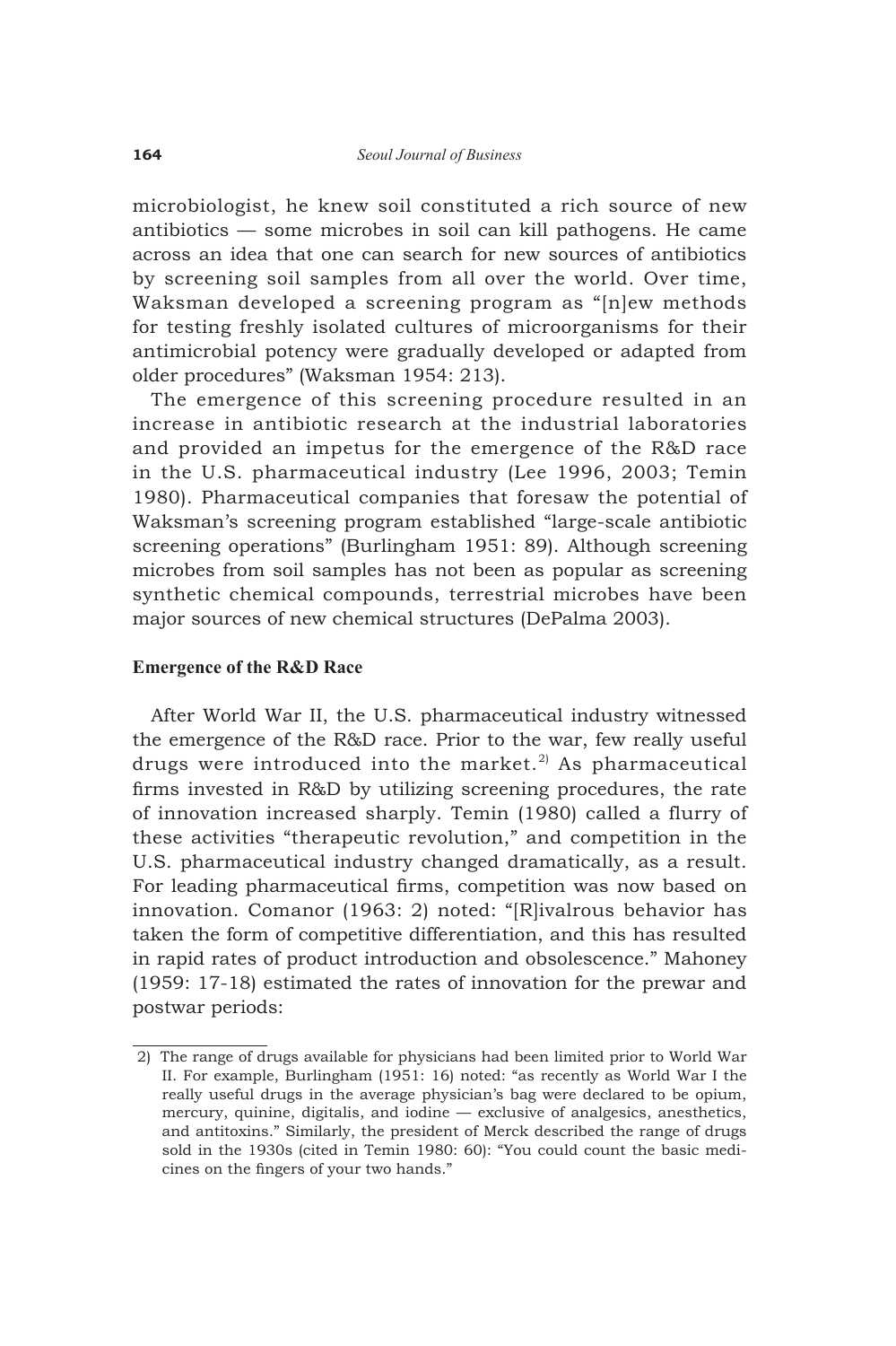microbiologist, he knew soil constituted a rich source of new antibiotics — some microbes in soil can kill pathogens. He came across an idea that one can search for new sources of antibiotics by screening soil samples from all over the world. Over time, Waksman developed a screening program as "[n]ew methods for testing freshly isolated cultures of microorganisms for their antimicrobial potency were gradually developed or adapted from older procedures" (Waksman 1954: 213).

The emergence of this screening procedure resulted in an increase in antibiotic research at the industrial laboratories and provided an impetus for the emergence of the R&D race in the U.S. pharmaceutical industry (Lee 1996, 2003; Temin 1980). Pharmaceutical companies that foresaw the potential of Waksman's screening program established "large-scale antibiotic screening operations" (Burlingham 1951: 89). Although screening microbes from soil samples has not been as popular as screening synthetic chemical compounds, terrestrial microbes have been major sources of new chemical structures (DePalma 2003).

### Emergence of the R&D Race

After World War II, the U.S. pharmaceutical industry witnessed the emergence of the R&D race. Prior to the war, few really useful drugs were introduced into the market.[2] As pharmaceutical firms invested in R&D by utilizing screening procedures, the rate of innovation increased sharply. Temin (1980) called a flurry of these activities "therapeutic revolution," and competition in the U.S. pharmaceutical industry changed dramatically, as a result. For leading pharmaceutical firms, competition was now based on innovation. Comanor (1963: 2) noted: "[R]ivalrous behavior has taken the form of competitive differentiation, and this has resulted in rapid rates of product introduction and obsolescence." Mahoney (1959: 17-18) estimated the rates of innovation for the prewar and postwar periods:

---

2) The range of drugs available for physicians had been limited prior to World War II. For example, Burlingham (1951: 16) noted: "as recently as World War I the really useful drugs in the average physician's bag were declared to be opium, mercury, quinine, digitalis, and iodine — exclusive of analgesics, anesthetics, and antitoxins." Similarly, the president of Merck described the range of drugs sold in the 1930s (cited in Temin 1980: 60): "You could count the basic medicines on the fingers of your two hands."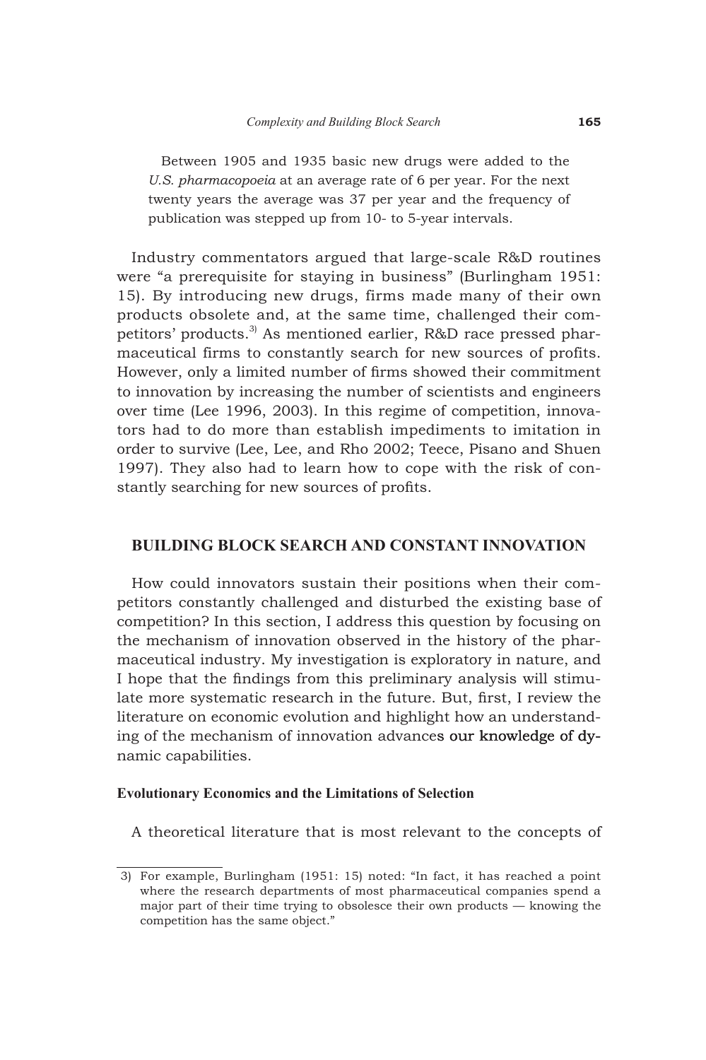> Between 1905 and 1935 basic new drugs were added to the *U.S. pharmacopoeia* at an average rate of 6 per year. For the next twenty years the average was 37 per year and the frequency of publication was stepped up from 10- to 5-year intervals.

Industry commentators argued that large-scale R&D routines were "a prerequisite for staying in business" (Burlingham 1951: 15). By introducing new drugs, firms made many of their own products obsolete and, at the same time, challenged their competitors' products.[3] As mentioned earlier, R&D race pressed pharmaceutical firms to constantly search for new sources of profits. However, only a limited number of firms showed their commitment to innovation by increasing the number of scientists and engineers over time (Lee 1996, 2003). In this regime of competition, innovators had to do more than establish impediments to imitation in order to survive (Lee, Lee, and Rho 2002; Teece, Pisano and Shuen 1997). They also had to learn how to cope with the risk of constantly searching for new sources of profits.

## BUILDING BLOCK SEARCH AND CONSTANT INNOVATION

How could innovators sustain their positions when their competitors constantly challenged and disturbed the existing base of competition? In this section, I address this question by focusing on the mechanism of innovation observed in the history of the pharmaceutical industry. My investigation is exploratory in nature, and I hope that the findings from this preliminary analysis will stimulate more systematic research in the future. But, first, I review the literature on economic evolution and highlight how an understanding of the mechanism of innovation advances our knowledge of dynamic capabilities.

### Evolutionary Economics and the Limitations of Selection

A theoretical literature that is most relevant to the concepts of

---

3) For example, Burlingham (1951: 15) noted: "In fact, it has reached a point where the research departments of most pharmaceutical companies spend a major part of their time trying to obsolesce their own products — knowing the competition has the same object."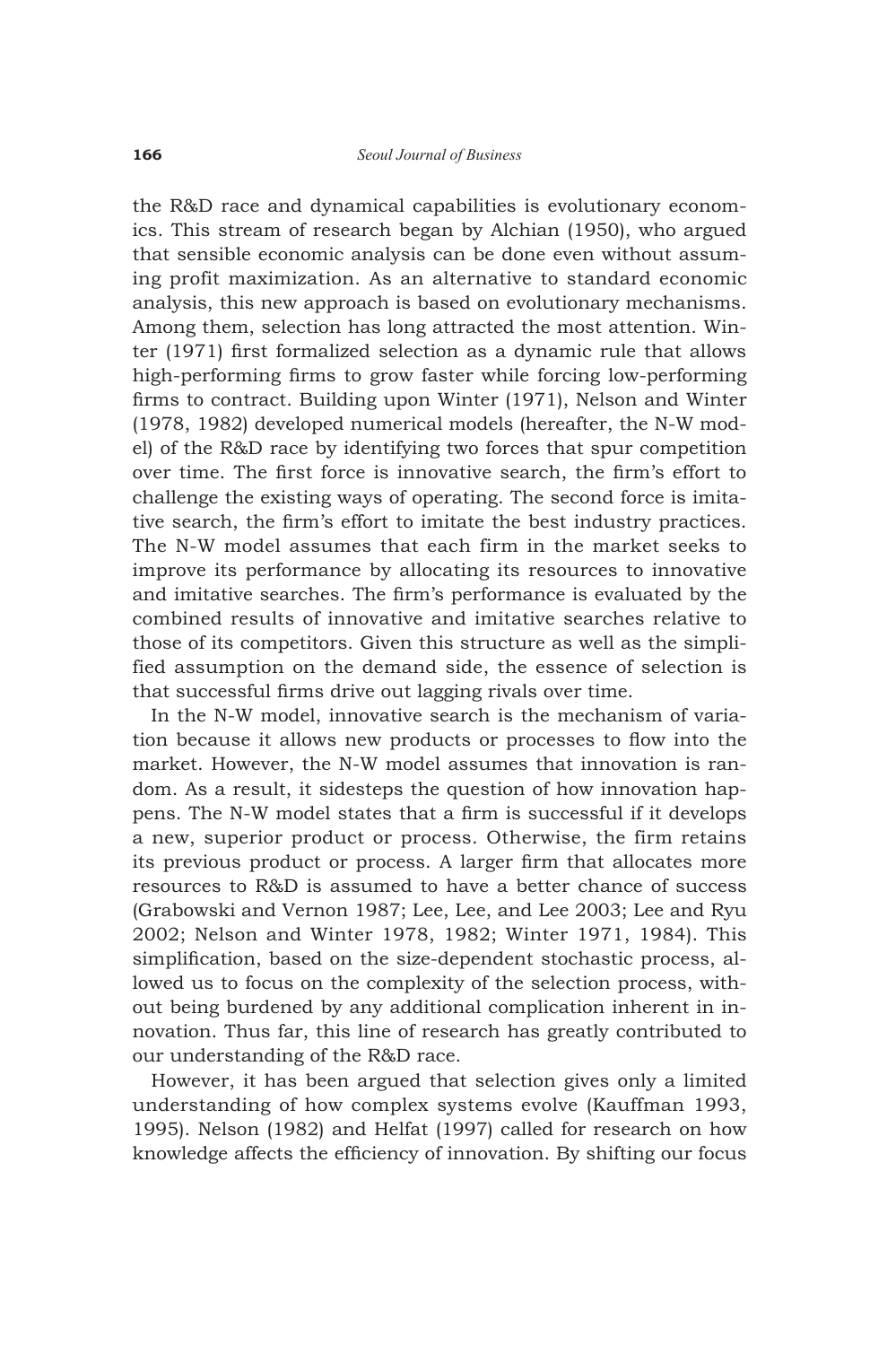the R&D race and dynamical capabilities is evolutionary economics. This stream of research began by Alchian (1950), who argued that sensible economic analysis can be done even without assuming profit maximization. As an alternative to standard economic analysis, this new approach is based on evolutionary mechanisms. Among them, selection has long attracted the most attention. Winter (1971) first formalized selection as a dynamic rule that allows high-performing firms to grow faster while forcing low-performing firms to contract. Building upon Winter (1971), Nelson and Winter (1978, 1982) developed numerical models (hereafter, the N-W model) of the R&D race by identifying two forces that spur competition over time. The first force is innovative search, the firm's effort to challenge the existing ways of operating. The second force is imitative search, the firm's effort to imitate the best industry practices. The N-W model assumes that each firm in the market seeks to improve its performance by allocating its resources to innovative and imitative searches. The firm's performance is evaluated by the combined results of innovative and imitative searches relative to those of its competitors. Given this structure as well as the simplified assumption on the demand side, the essence of selection is that successful firms drive out lagging rivals over time.

In the N-W model, innovative search is the mechanism of variation because it allows new products or processes to flow into the market. However, the N-W model assumes that innovation is random. As a result, it sidesteps the question of how innovation happens. The N-W model states that a firm is successful if it develops a new, superior product or process. Otherwise, the firm retains its previous product or process. A larger firm that allocates more resources to R&D is assumed to have a better chance of success (Grabowski and Vernon 1987; Lee, Lee, and Lee 2003; Lee and Ryu 2002; Nelson and Winter 1978, 1982; Winter 1971, 1984). This simplification, based on the size-dependent stochastic process, allowed us to focus on the complexity of the selection process, without being burdened by any additional complication inherent in innovation. Thus far, this line of research has greatly contributed to our understanding of the R&D race.

However, it has been argued that selection gives only a limited understanding of how complex systems evolve (Kauffman 1993, 1995). Nelson (1982) and Helfat (1997) called for research on how knowledge affects the efficiency of innovation. By shifting our focus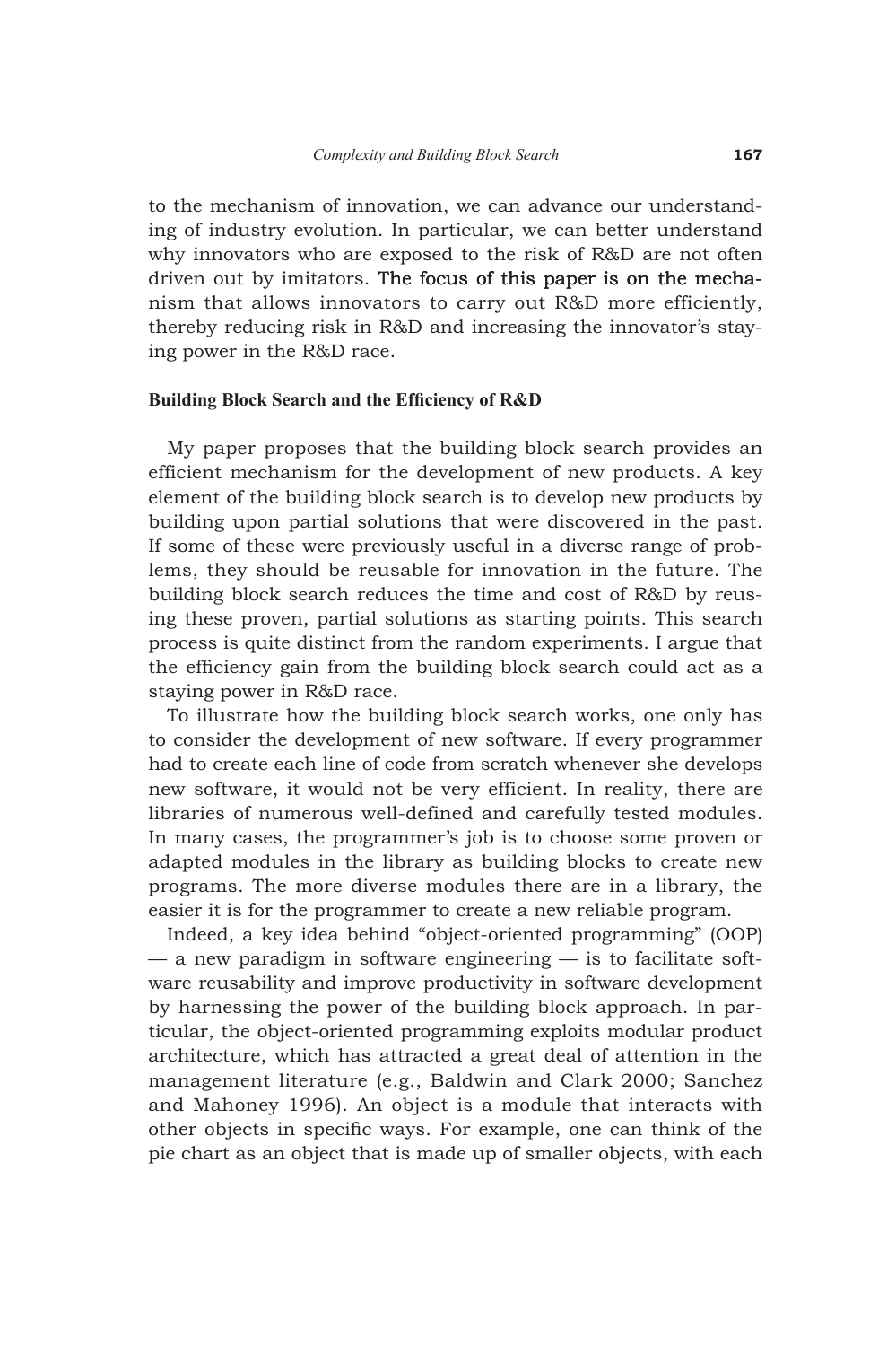to the mechanism of innovation, we can advance our understanding of industry evolution. In particular, we can better understand why innovators who are exposed to the risk of R&D are not often driven out by imitators. The focus of this paper is on the mechanism that allows innovators to carry out R&D more efficiently, thereby reducing risk in R&D and increasing the innovator's staying power in the R&D race.

### Building Block Search and the Efficiency of R&D

My paper proposes that the building block search provides an efficient mechanism for the development of new products. A key element of the building block search is to develop new products by building upon partial solutions that were discovered in the past. If some of these were previously useful in a diverse range of problems, they should be reusable for innovation in the future. The building block search reduces the time and cost of R&D by reusing these proven, partial solutions as starting points. This search process is quite distinct from the random experiments. I argue that the efficiency gain from the building block search could act as a staying power in R&D race.

To illustrate how the building block search works, one only has to consider the development of new software. If every programmer had to create each line of code from scratch whenever she develops new software, it would not be very efficient. In reality, there are libraries of numerous well-defined and carefully tested modules. In many cases, the programmer's job is to choose some proven or adapted modules in the library as building blocks to create new programs. The more diverse modules there are in a library, the easier it is for the programmer to create a new reliable program.

Indeed, a key idea behind "object-oriented programming" (OOP) — a new paradigm in software engineering — is to facilitate software reusability and improve productivity in software development by harnessing the power of the building block approach. In particular, the object-oriented programming exploits modular product architecture, which has attracted a great deal of attention in the management literature (e.g., Baldwin and Clark 2000; Sanchez and Mahoney 1996). An object is a module that interacts with other objects in specific ways. For example, one can think of the pie chart as an object that is made up of smaller objects, with each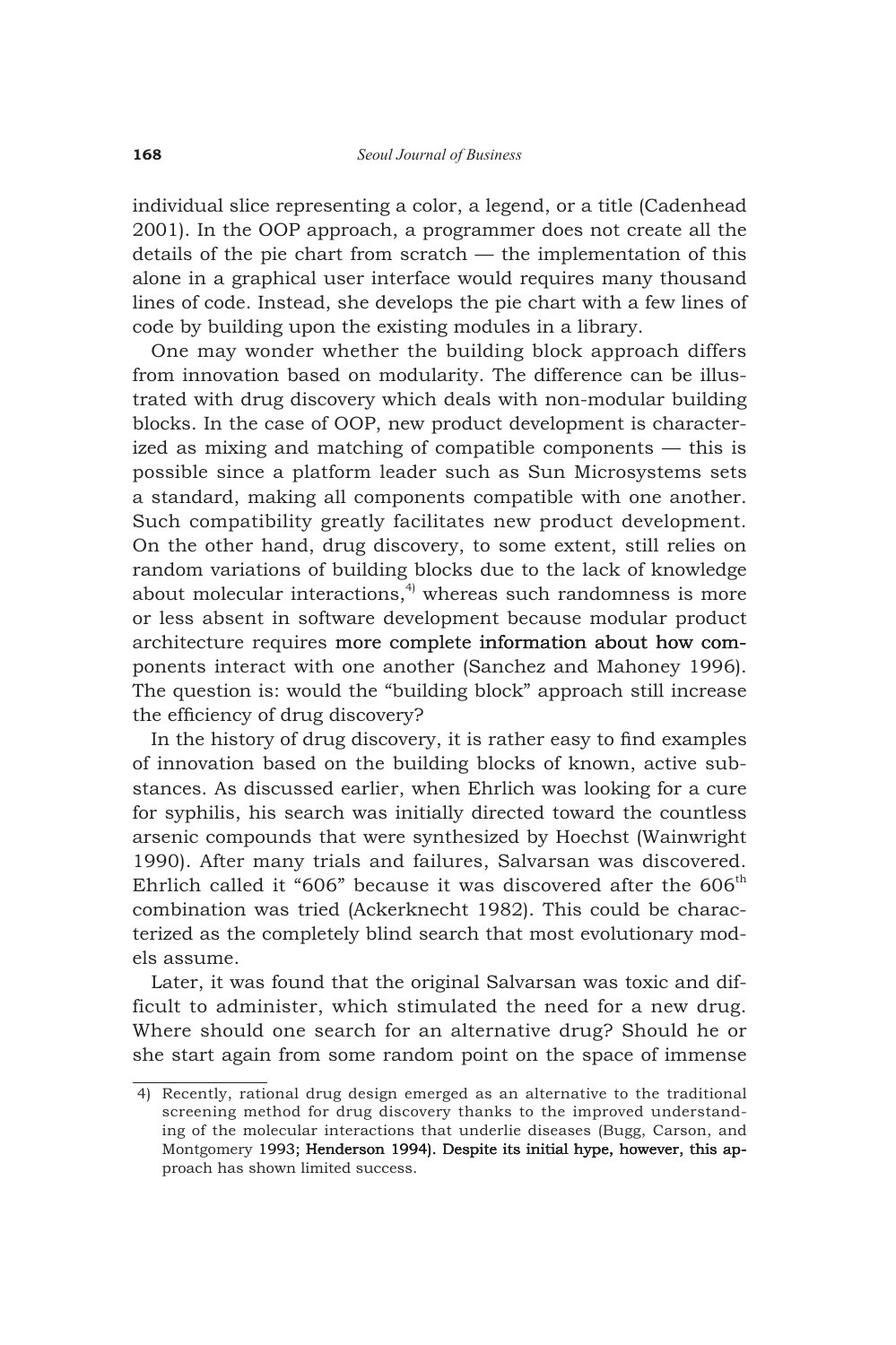individual slice representing a color, a legend, or a title (Cadenhead 2001). In the OOP approach, a programmer does not create all the details of the pie chart from scratch — the implementation of this alone in a graphical user interface would requires many thousand lines of code. Instead, she develops the pie chart with a few lines of code by building upon the existing modules in a library.

One may wonder whether the building block approach differs from innovation based on modularity. The difference can be illustrated with drug discovery which deals with non-modular building blocks. In the case of OOP, new product development is characterized as mixing and matching of compatible components — this is possible since a platform leader such as Sun Microsystems sets a standard, making all components compatible with one another. Such compatibility greatly facilitates new product development. On the other hand, drug discovery, to some extent, still relies on random variations of building blocks due to the lack of knowledge about molecular interactions,[4] whereas such randomness is more or less absent in software development because modular product architecture requires more complete information about how components interact with one another (Sanchez and Mahoney 1996). The question is: would the "building block" approach still increase the efficiency of drug discovery?

In the history of drug discovery, it is rather easy to find examples of innovation based on the building blocks of known, active substances. As discussed earlier, when Ehrlich was looking for a cure for syphilis, his search was initially directed toward the countless arsenic compounds that were synthesized by Hoechst (Wainwright 1990). After many trials and failures, Salvarsan was discovered. Ehrlich called it "606" because it was discovered after the 606th combination was tried (Ackerknecht 1982). This could be characterized as the completely blind search that most evolutionary models assume.

Later, it was found that the original Salvarsan was toxic and difficult to administer, which stimulated the need for a new drug. Where should one search for an alternative drug? Should he or she start again from some random point on the space of immense

4) Recently, rational drug design emerged as an alternative to the traditional screening method for drug discovery thanks to the improved understanding of the molecular interactions that underlie diseases (Bugg, Carson, and Montgomery 1993; Henderson 1994). Despite its initial hype, however, this approach has shown limited success.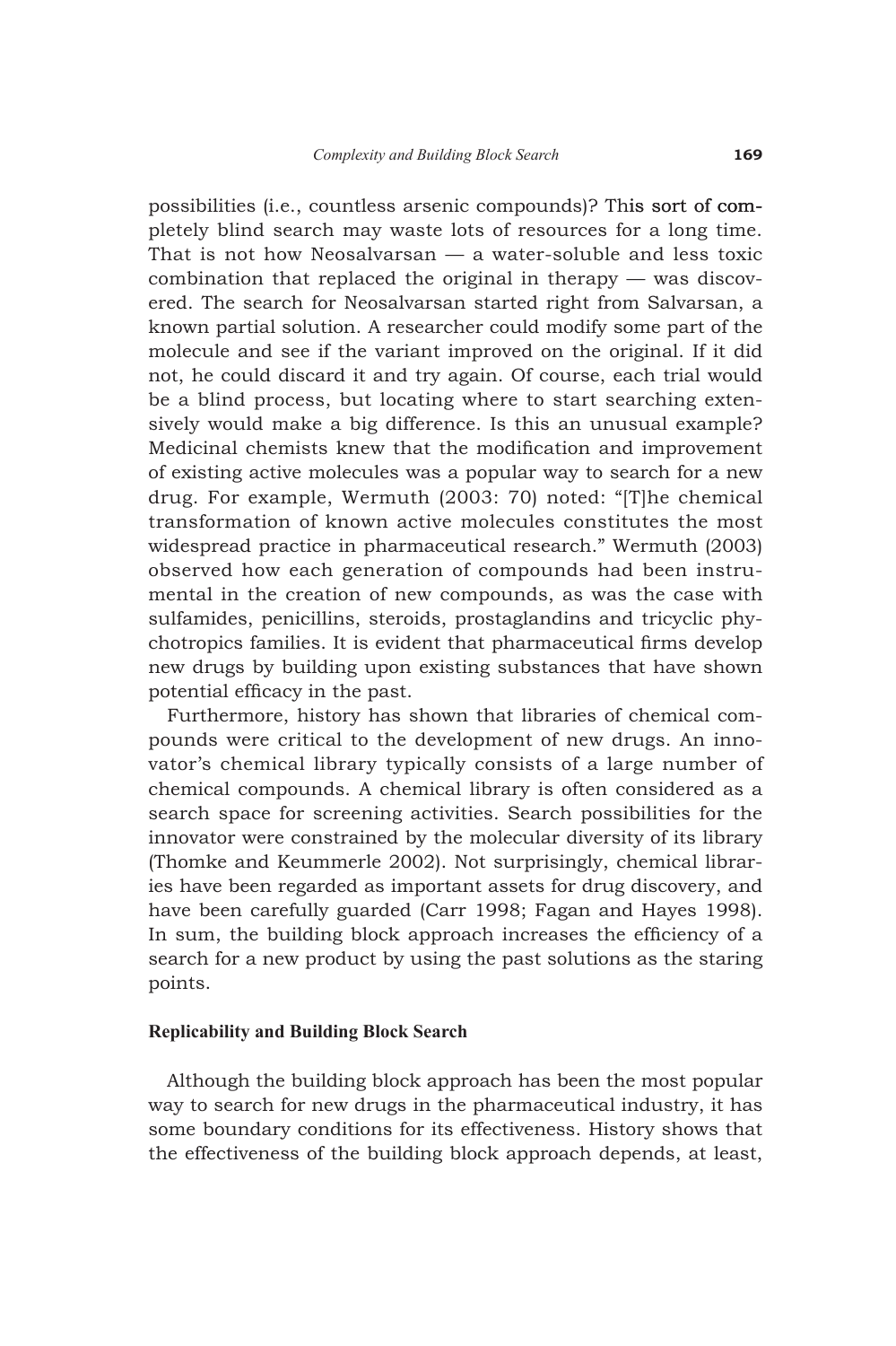possibilities (i.e., countless arsenic compounds)? This sort of completely blind search may waste lots of resources for a long time. That is not how Neosalvarsan — a water-soluble and less toxic combination that replaced the original in therapy — was discovered. The search for Neosalvarsan started right from Salvarsan, a known partial solution. A researcher could modify some part of the molecule and see if the variant improved on the original. If it did not, he could discard it and try again. Of course, each trial would be a blind process, but locating where to start searching extensively would make a big difference. Is this an unusual example? Medicinal chemists knew that the modification and improvement of existing active molecules was a popular way to search for a new drug. For example, Wermuth (2003: 70) noted: "[T]he chemical transformation of known active molecules constitutes the most widespread practice in pharmaceutical research." Wermuth (2003) observed how each generation of compounds had been instrumental in the creation of new compounds, as was the case with sulfamides, penicillins, steroids, prostaglandins and tricyclic phychotropics families. It is evident that pharmaceutical firms develop new drugs by building upon existing substances that have shown potential efficacy in the past.

Furthermore, history has shown that libraries of chemical compounds were critical to the development of new drugs. An innovator's chemical library typically consists of a large number of chemical compounds. A chemical library is often considered as a search space for screening activities. Search possibilities for the innovator were constrained by the molecular diversity of its library (Thomke and Keummerle 2002). Not surprisingly, chemical libraries have been regarded as important assets for drug discovery, and have been carefully guarded (Carr 1998; Fagan and Hayes 1998). In sum, the building block approach increases the efficiency of a search for a new product by using the past solutions as the staring points.

### Replicability and Building Block Search

Although the building block approach has been the most popular way to search for new drugs in the pharmaceutical industry, it has some boundary conditions for its effectiveness. History shows that the effectiveness of the building block approach depends, at least,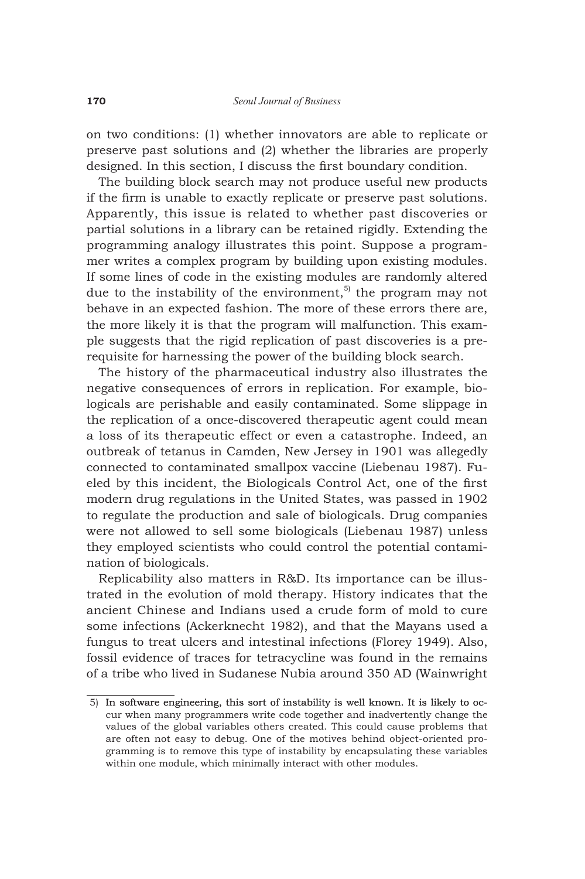on two conditions: (1) whether innovators are able to replicate or preserve past solutions and (2) whether the libraries are properly designed. In this section, I discuss the first boundary condition.

The building block search may not produce useful new products if the firm is unable to exactly replicate or preserve past solutions. Apparently, this issue is related to whether past discoveries or partial solutions in a library can be retained rigidly. Extending the programming analogy illustrates this point. Suppose a programmer writes a complex program by building upon existing modules. If some lines of code in the existing modules are randomly altered due to the instability of the environment,[5] the program may not behave in an expected fashion. The more of these errors there are, the more likely it is that the program will malfunction. This example suggests that the rigid replication of past discoveries is a prerequisite for harnessing the power of the building block search.

The history of the pharmaceutical industry also illustrates the negative consequences of errors in replication. For example, biologicals are perishable and easily contaminated. Some slippage in the replication of a once-discovered therapeutic agent could mean a loss of its therapeutic effect or even a catastrophe. Indeed, an outbreak of tetanus in Camden, New Jersey in 1901 was allegedly connected to contaminated smallpox vaccine (Liebenau 1987). Fueled by this incident, the Biologicals Control Act, one of the first modern drug regulations in the United States, was passed in 1902 to regulate the production and sale of biologicals. Drug companies were not allowed to sell some biologicals (Liebenau 1987) unless they employed scientists who could control the potential contamination of biologicals.

Replicability also matters in R&D. Its importance can be illustrated in the evolution of mold therapy. History indicates that the ancient Chinese and Indians used a crude form of mold to cure some infections (Ackerknecht 1982), and that the Mayans used a fungus to treat ulcers and intestinal infections (Florey 1949). Also, fossil evidence of traces for tetracycline was found in the remains of a tribe who lived in Sudanese Nubia around 350 AD (Wainwright

---

5) In software engineering, this sort of instability is well known. It is likely to occur when many programmers write code together and inadvertently change the values of the global variables others created. This could cause problems that are often not easy to debug. One of the motives behind object-oriented programming is to remove this type of instability by encapsulating these variables within one module, which minimally interact with other modules.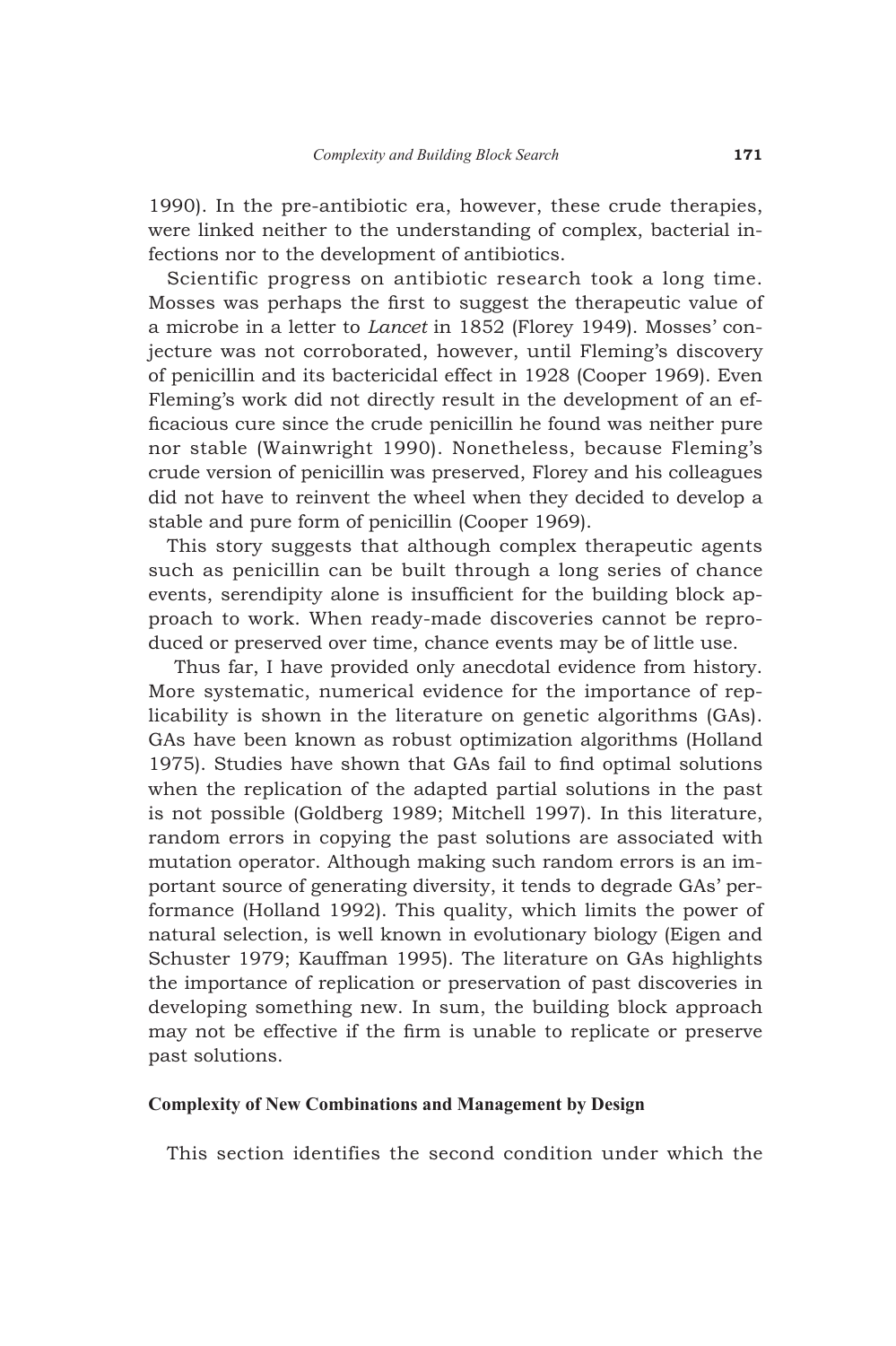1990). In the pre-antibiotic era, however, these crude therapies, were linked neither to the understanding of complex, bacterial infections nor to the development of antibiotics.

Scientific progress on antibiotic research took a long time. Mosses was perhaps the first to suggest the therapeutic value of a microbe in a letter to *Lancet* in 1852 (Florey 1949). Mosses' conjecture was not corroborated, however, until Fleming's discovery of penicillin and its bactericidal effect in 1928 (Cooper 1969). Even Fleming's work did not directly result in the development of an efficacious cure since the crude penicillin he found was neither pure nor stable (Wainwright 1990). Nonetheless, because Fleming's crude version of penicillin was preserved, Florey and his colleagues did not have to reinvent the wheel when they decided to develop a stable and pure form of penicillin (Cooper 1969).

This story suggests that although complex therapeutic agents such as penicillin can be built through a long series of chance events, serendipity alone is insufficient for the building block approach to work. When ready-made discoveries cannot be reproduced or preserved over time, chance events may be of little use.

Thus far, I have provided only anecdotal evidence from history. More systematic, numerical evidence for the importance of replicability is shown in the literature on genetic algorithms (GAs). GAs have been known as robust optimization algorithms (Holland 1975). Studies have shown that GAs fail to find optimal solutions when the replication of the adapted partial solutions in the past is not possible (Goldberg 1989; Mitchell 1997). In this literature, random errors in copying the past solutions are associated with mutation operator. Although making such random errors is an important source of generating diversity, it tends to degrade GAs' performance (Holland 1992). This quality, which limits the power of natural selection, is well known in evolutionary biology (Eigen and Schuster 1979; Kauffman 1995). The literature on GAs highlights the importance of replication or preservation of past discoveries in developing something new. In sum, the building block approach may not be effective if the firm is unable to replicate or preserve past solutions.

### Complexity of New Combinations and Management by Design

This section identifies the second condition under which the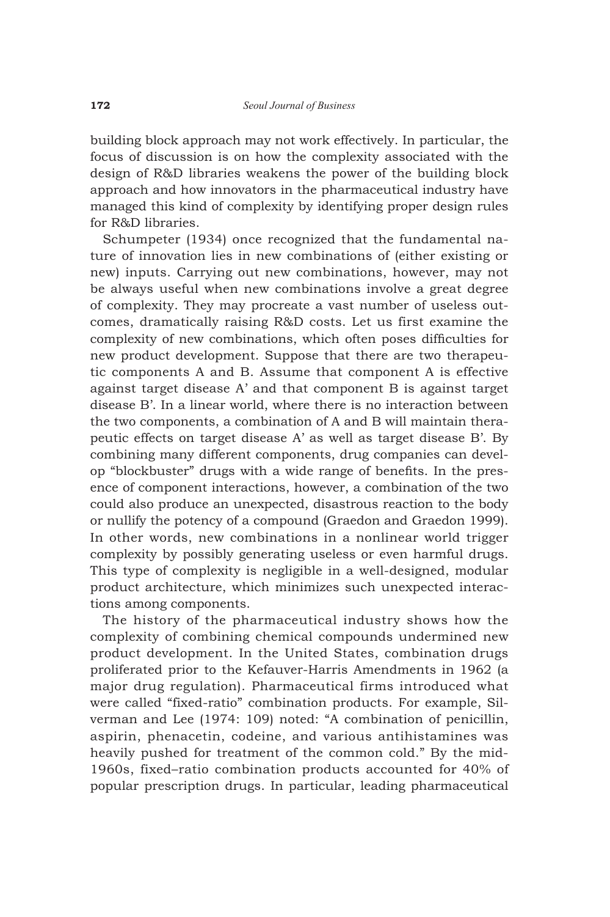building block approach may not work effectively. In particular, the focus of discussion is on how the complexity associated with the design of R&D libraries weakens the power of the building block approach and how innovators in the pharmaceutical industry have managed this kind of complexity by identifying proper design rules for R&D libraries.

Schumpeter (1934) once recognized that the fundamental nature of innovation lies in new combinations of (either existing or new) inputs. Carrying out new combinations, however, may not be always useful when new combinations involve a great degree of complexity. They may procreate a vast number of useless outcomes, dramatically raising R&D costs. Let us first examine the complexity of new combinations, which often poses difficulties for new product development. Suppose that there are two therapeutic components A and B. Assume that component A is effective against target disease A' and that component B is against target disease B'. In a linear world, where there is no interaction between the two components, a combination of A and B will maintain therapeutic effects on target disease A' as well as target disease B'. By combining many different components, drug companies can develop "blockbuster" drugs with a wide range of benefits. In the presence of component interactions, however, a combination of the two could also produce an unexpected, disastrous reaction to the body or nullify the potency of a compound (Graedon and Graedon 1999). In other words, new combinations in a nonlinear world trigger complexity by possibly generating useless or even harmful drugs. This type of complexity is negligible in a well-designed, modular product architecture, which minimizes such unexpected interactions among components.

The history of the pharmaceutical industry shows how the complexity of combining chemical compounds undermined new product development. In the United States, combination drugs proliferated prior to the Kefauver-Harris Amendments in 1962 (a major drug regulation). Pharmaceutical firms introduced what were called "fixed-ratio" combination products. For example, Silverman and Lee (1974: 109) noted: "A combination of penicillin, aspirin, phenacetin, codeine, and various antihistamines was heavily pushed for treatment of the common cold." By the mid-1960s, fixed–ratio combination products accounted for 40% of popular prescription drugs. In particular, leading pharmaceutical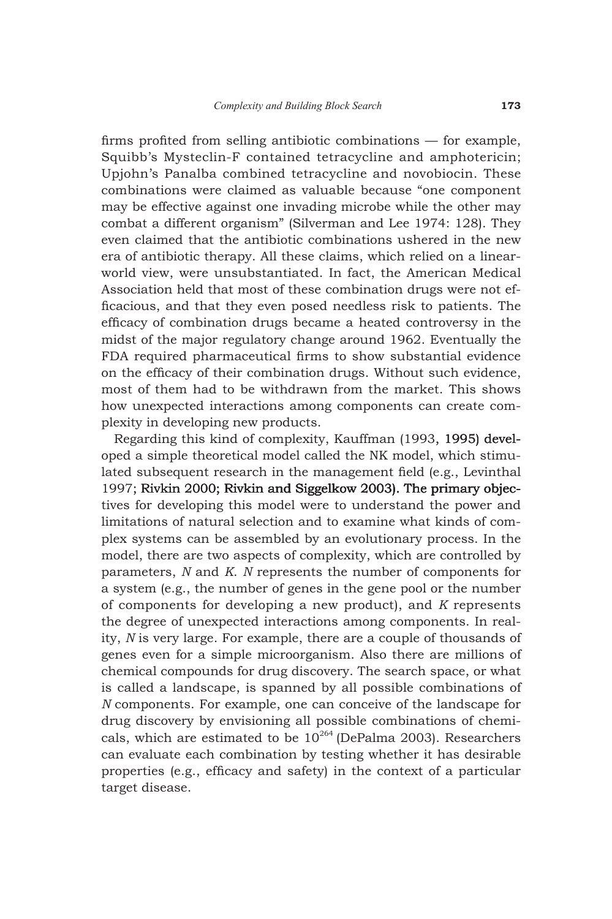firms profited from selling antibiotic combinations — for example, Squibb's Mysteclin-F contained tetracycline and amphotericin; Upjohn's Panalba combined tetracycline and novobiocin. These combinations were claimed as valuable because "one component may be effective against one invading microbe while the other may combat a different organism" (Silverman and Lee 1974: 128). They even claimed that the antibiotic combinations ushered in the new era of antibiotic therapy. All these claims, which relied on a linear-world view, were unsubstantiated. In fact, the American Medical Association held that most of these combination drugs were not efficacious, and that they even posed needless risk to patients. The efficacy of combination drugs became a heated controversy in the midst of the major regulatory change around 1962. Eventually the FDA required pharmaceutical firms to show substantial evidence on the efficacy of their combination drugs. Without such evidence, most of them had to be withdrawn from the market. This shows how unexpected interactions among components can create complexity in developing new products.

Regarding this kind of complexity, Kauffman (1993, 1995) developed a simple theoretical model called the NK model, which stimulated subsequent research in the management field (e.g., Levinthal 1997; Rivkin 2000; Rivkin and Siggelkow 2003). The primary objectives for developing this model were to understand the power and limitations of natural selection and to examine what kinds of complex systems can be assembled by an evolutionary process. In the model, there are two aspects of complexity, which are controlled by parameters, *N* and *K*. *N* represents the number of components for a system (e.g., the number of genes in the gene pool or the number of components for developing a new product), and *K* represents the degree of unexpected interactions among components. In reality, *N* is very large. For example, there are a couple of thousands of genes even for a simple microorganism. Also there are millions of chemical compounds for drug discovery. The search space, or what is called a landscape, is spanned by all possible combinations of *N* components. For example, one can conceive of the landscape for drug discovery by envisioning all possible combinations of chemicals, which are estimated to be $10^{264}$ (DePalma 2003). Researchers can evaluate each combination by testing whether it has desirable properties (e.g., efficacy and safety) in the context of a particular target disease.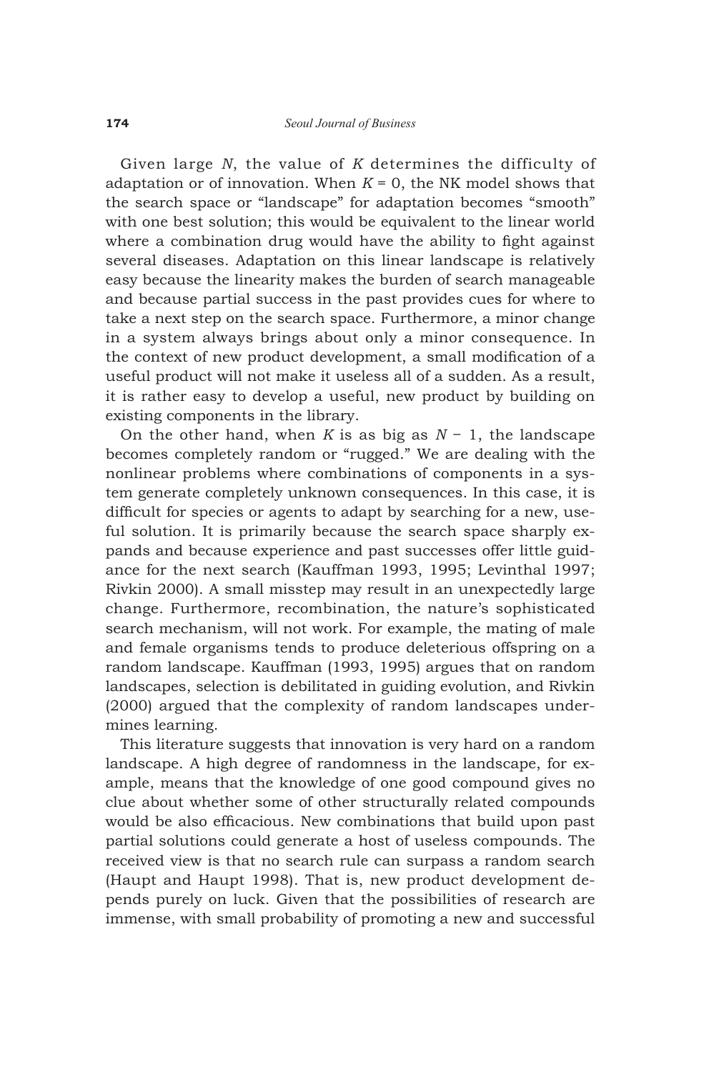Given large $N$, the value of $K$ determines the difficulty of adaptation or of innovation. When $K = 0$, the NK model shows that the search space or "landscape" for adaptation becomes "smooth" with one best solution; this would be equivalent to the linear world where a combination drug would have the ability to fight against several diseases. Adaptation on this linear landscape is relatively easy because the linearity makes the burden of search manageable and because partial success in the past provides cues for where to take a next step on the search space. Furthermore, a minor change in a system always brings about only a minor consequence. In the context of new product development, a small modification of a useful product will not make it useless all of a sudden. As a result, it is rather easy to develop a useful, new product by building on existing components in the library.

On the other hand, when $K$ is as big as $N - 1$, the landscape becomes completely random or "rugged." We are dealing with the nonlinear problems where combinations of components in a system generate completely unknown consequences. In this case, it is difficult for species or agents to adapt by searching for a new, useful solution. It is primarily because the search space sharply expands and because experience and past successes offer little guidance for the next search (Kauffman 1993, 1995; Levinthal 1997; Rivkin 2000). A small misstep may result in an unexpectedly large change. Furthermore, recombination, the nature's sophisticated search mechanism, will not work. For example, the mating of male and female organisms tends to produce deleterious offspring on a random landscape. Kauffman (1993, 1995) argues that on random landscapes, selection is debilitated in guiding evolution, and Rivkin (2000) argued that the complexity of random landscapes undermines learning.

This literature suggests that innovation is very hard on a random landscape. A high degree of randomness in the landscape, for example, means that the knowledge of one good compound gives no clue about whether some of other structurally related compounds would be also efficacious. New combinations that build upon past partial solutions could generate a host of useless compounds. The received view is that no search rule can surpass a random search (Haupt and Haupt 1998). That is, new product development depends purely on luck. Given that the possibilities of research are immense, with small probability of promoting a new and successful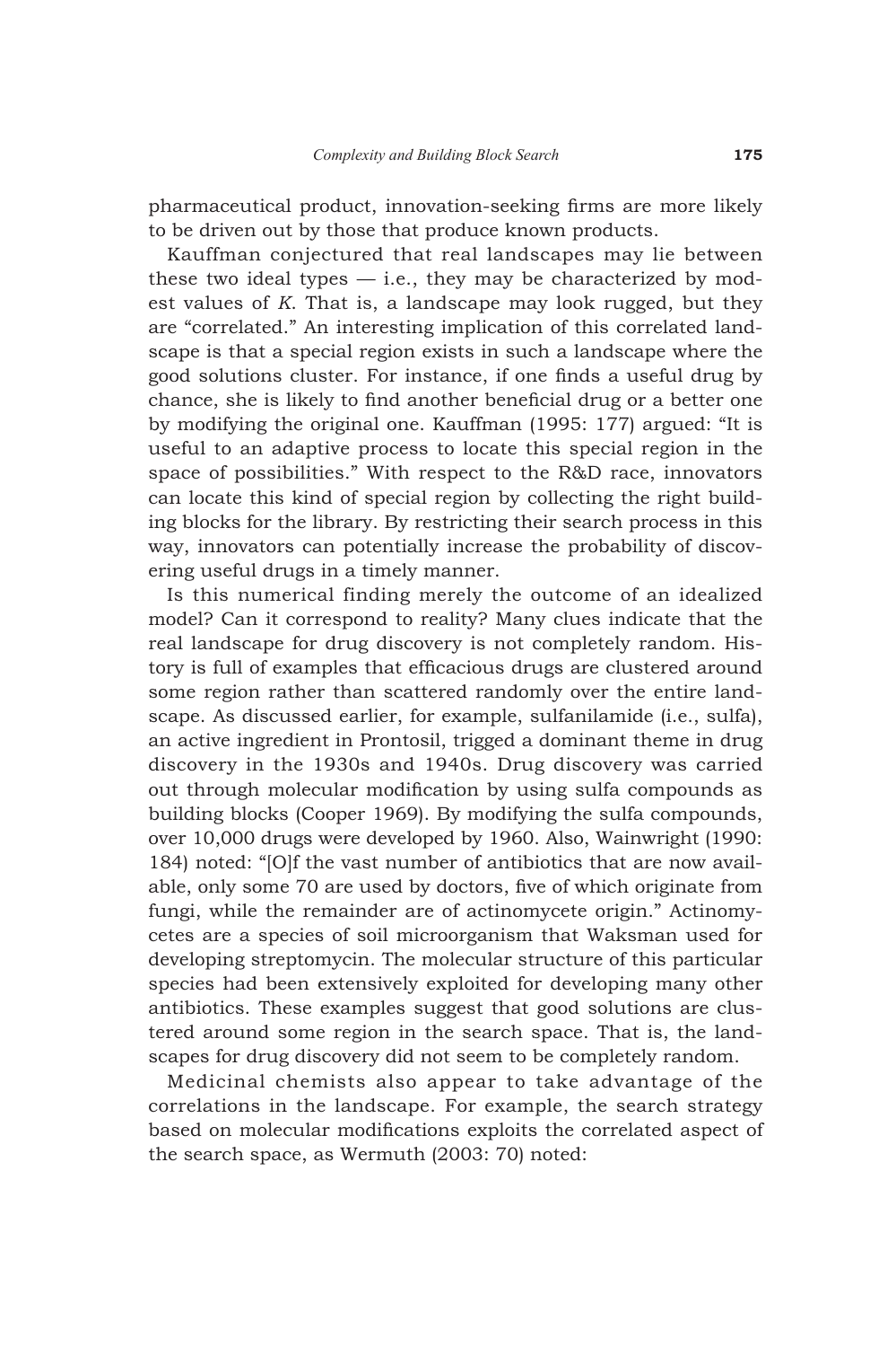pharmaceutical product, innovation-seeking firms are more likely to be driven out by those that produce known products.

Kauffman conjectured that real landscapes may lie between these two ideal types — i.e., they may be characterized by modest values of *K*. That is, a landscape may look rugged, but they are "correlated." An interesting implication of this correlated landscape is that a special region exists in such a landscape where the good solutions cluster. For instance, if one finds a useful drug by chance, she is likely to find another beneficial drug or a better one by modifying the original one. Kauffman (1995: 177) argued: "It is useful to an adaptive process to locate this special region in the space of possibilities." With respect to the R&D race, innovators can locate this kind of special region by collecting the right building blocks for the library. By restricting their search process in this way, innovators can potentially increase the probability of discovering useful drugs in a timely manner.

Is this numerical finding merely the outcome of an idealized model? Can it correspond to reality? Many clues indicate that the real landscape for drug discovery is not completely random. History is full of examples that efficacious drugs are clustered around some region rather than scattered randomly over the entire landscape. As discussed earlier, for example, sulfanilamide (i.e., sulfa), an active ingredient in Prontosil, trigged a dominant theme in drug discovery in the 1930s and 1940s. Drug discovery was carried out through molecular modification by using sulfa compounds as building blocks (Cooper 1969). By modifying the sulfa compounds, over 10,000 drugs were developed by 1960. Also, Wainwright (1990: 184) noted: "[O]f the vast number of antibiotics that are now available, only some 70 are used by doctors, five of which originate from fungi, while the remainder are of actinomycete origin." Actinomycetes are a species of soil microorganism that Waksman used for developing streptomycin. The molecular structure of this particular species had been extensively exploited for developing many other antibiotics. These examples suggest that good solutions are clustered around some region in the search space. That is, the landscapes for drug discovery did not seem to be completely random.

Medicinal chemists also appear to take advantage of the correlations in the landscape. For example, the search strategy based on molecular modifications exploits the correlated aspect of the search space, as Wermuth (2003: 70) noted: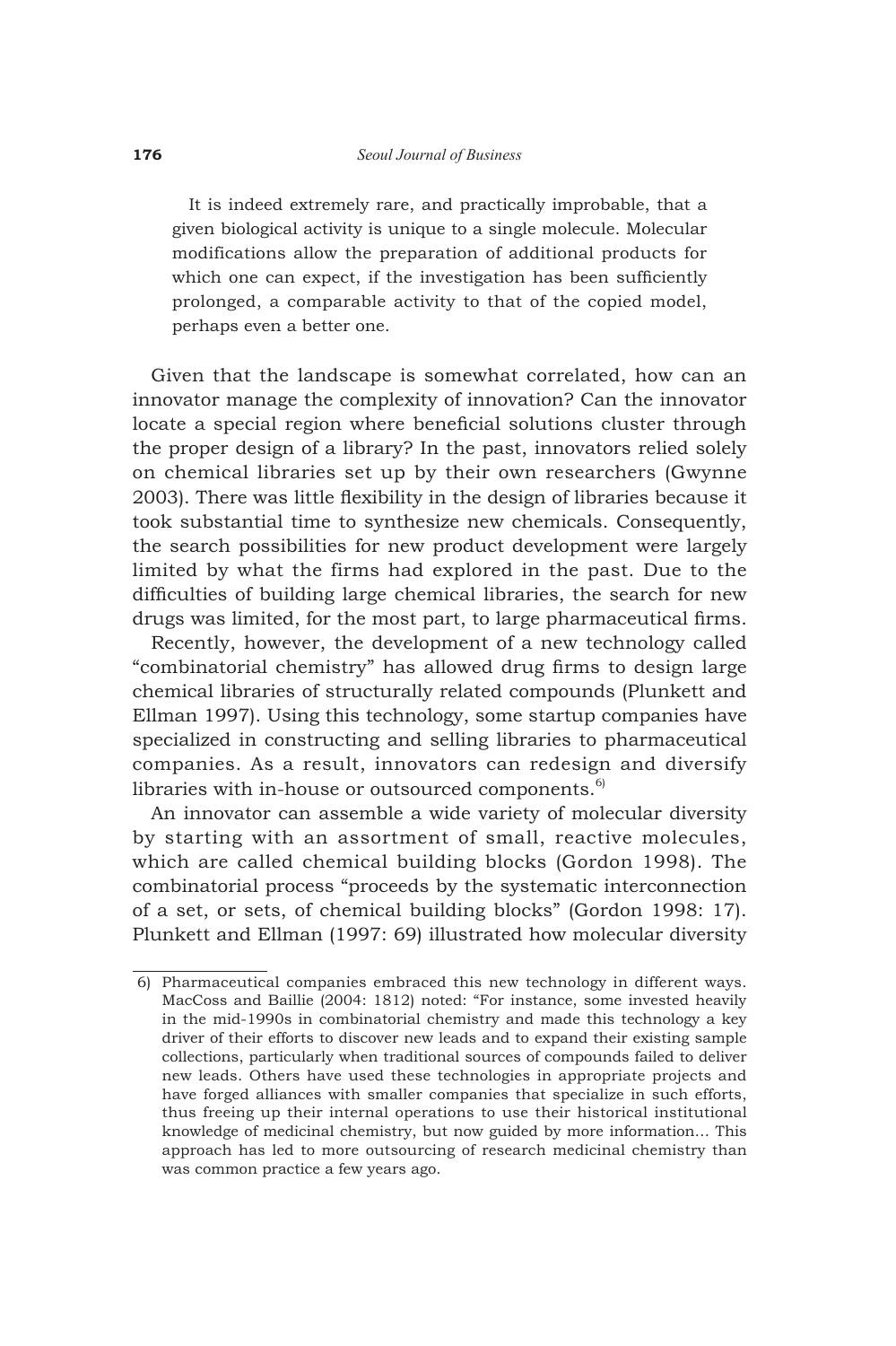> It is indeed extremely rare, and practically improbable, that a given biological activity is unique to a single molecule. Molecular modifications allow the preparation of additional products for which one can expect, if the investigation has been sufficiently prolonged, a comparable activity to that of the copied model, perhaps even a better one.

Given that the landscape is somewhat correlated, how can an innovator manage the complexity of innovation? Can the innovator locate a special region where beneficial solutions cluster through the proper design of a library? In the past, innovators relied solely on chemical libraries set up by their own researchers (Gwynne 2003). There was little flexibility in the design of libraries because it took substantial time to synthesize new chemicals. Consequently, the search possibilities for new product development were largely limited by what the firms had explored in the past. Due to the difficulties of building large chemical libraries, the search for new drugs was limited, for the most part, to large pharmaceutical firms.

Recently, however, the development of a new technology called "combinatorial chemistry" has allowed drug firms to design large chemical libraries of structurally related compounds (Plunkett and Ellman 1997). Using this technology, some startup companies have specialized in constructing and selling libraries to pharmaceutical companies. As a result, innovators can redesign and diversify libraries with in-house or outsourced components.[6)]

An innovator can assemble a wide variety of molecular diversity by starting with an assortment of small, reactive molecules, which are called chemical building blocks (Gordon 1998). The combinatorial process "proceeds by the systematic interconnection of a set, or sets, of chemical building blocks" (Gordon 1998: 17). Plunkett and Ellman (1997: 69) illustrated how molecular diversity

---

6) Pharmaceutical companies embraced this new technology in different ways. MacCoss and Baillie (2004: 1812) noted: "For instance, some invested heavily in the mid-1990s in combinatorial chemistry and made this technology a key driver of their efforts to discover new leads and to expand their existing sample collections, particularly when traditional sources of compounds failed to deliver new leads. Others have used these technologies in appropriate projects and have forged alliances with smaller companies that specialize in such efforts, thus freeing up their internal operations to use their historical institutional knowledge of medicinal chemistry, but now guided by more information… This approach has led to more outsourcing of research medicinal chemistry than was common practice a few years ago.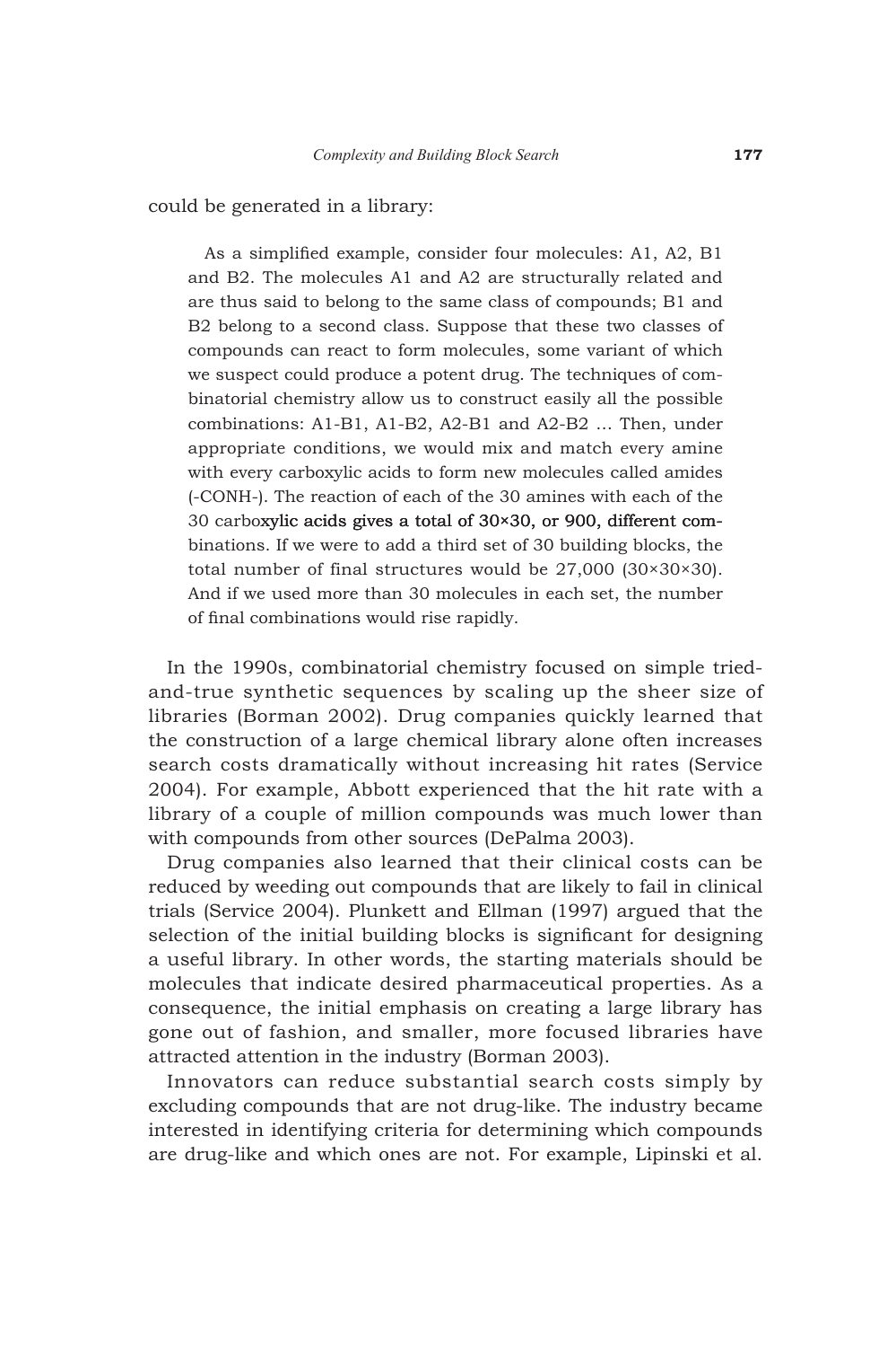could be generated in a library:

> As a simplified example, consider four molecules: A1, A2, B1 and B2. The molecules A1 and A2 are structurally related and are thus said to belong to the same class of compounds; B1 and B2 belong to a second class. Suppose that these two classes of compounds can react to form molecules, some variant of which we suspect could produce a potent drug. The techniques of combinatorial chemistry allow us to construct easily all the possible combinations: A1-B1, A1-B2, A2-B1 and A2-B2 … Then, under appropriate conditions, we would mix and match every amine with every carboxylic acids to form new molecules called amides (-CONH-). The reaction of each of the 30 amines with each of the 30 carboxylic acids gives a total of 30×30, or 900, different combinations. If we were to add a third set of 30 building blocks, the total number of final structures would be 27,000 (30×30×30). And if we used more than 30 molecules in each set, the number of final combinations would rise rapidly.

In the 1990s, combinatorial chemistry focused on simple tried-and-true synthetic sequences by scaling up the sheer size of libraries (Borman 2002). Drug companies quickly learned that the construction of a large chemical library alone often increases search costs dramatically without increasing hit rates (Service 2004). For example, Abbott experienced that the hit rate with a library of a couple of million compounds was much lower than with compounds from other sources (DePalma 2003).

Drug companies also learned that their clinical costs can be reduced by weeding out compounds that are likely to fail in clinical trials (Service 2004). Plunkett and Ellman (1997) argued that the selection of the initial building blocks is significant for designing a useful library. In other words, the starting materials should be molecules that indicate desired pharmaceutical properties. As a consequence, the initial emphasis on creating a large library has gone out of fashion, and smaller, more focused libraries have attracted attention in the industry (Borman 2003).

Innovators can reduce substantial search costs simply by excluding compounds that are not drug-like. The industry became interested in identifying criteria for determining which compounds are drug-like and which ones are not. For example, Lipinski et al.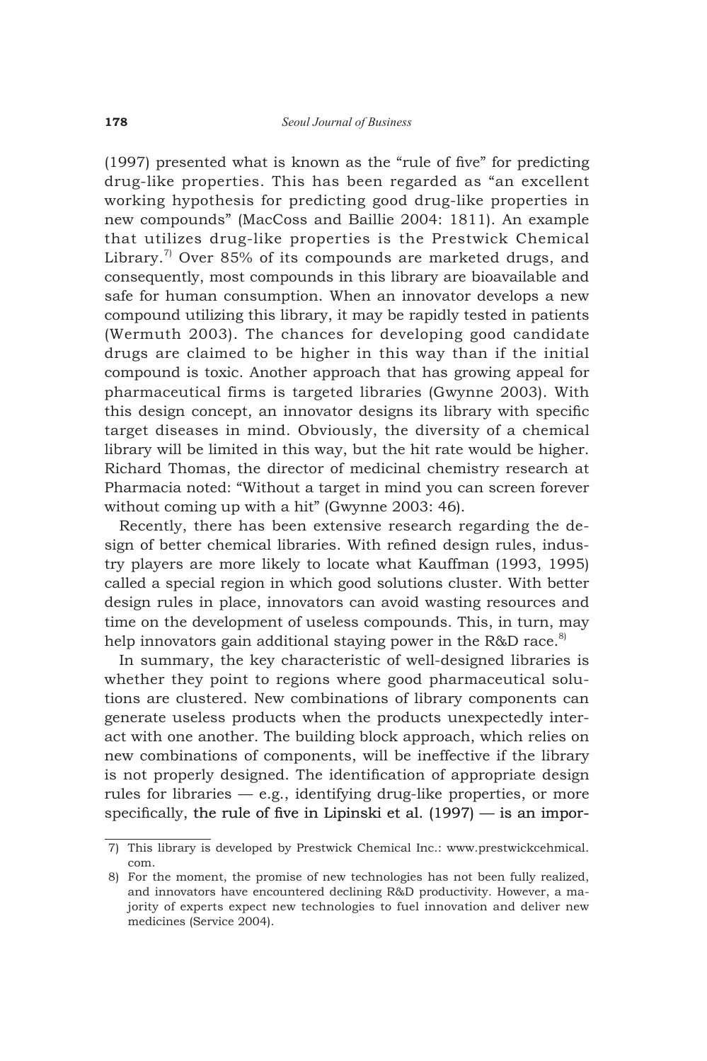(1997) presented what is known as the "rule of five" for predicting drug-like properties. This has been regarded as "an excellent working hypothesis for predicting good drug-like properties in new compounds" (MacCoss and Baillie 2004: 1811). An example that utilizes drug-like properties is the Prestwick Chemical Library.[7] Over 85% of its compounds are marketed drugs, and consequently, most compounds in this library are bioavailable and safe for human consumption. When an innovator develops a new compound utilizing this library, it may be rapidly tested in patients (Wermuth 2003). The chances for developing good candidate drugs are claimed to be higher in this way than if the initial compound is toxic. Another approach that has growing appeal for pharmaceutical firms is targeted libraries (Gwynne 2003). With this design concept, an innovator designs its library with specific target diseases in mind. Obviously, the diversity of a chemical library will be limited in this way, but the hit rate would be higher. Richard Thomas, the director of medicinal chemistry research at Pharmacia noted: "Without a target in mind you can screen forever without coming up with a hit" (Gwynne 2003: 46).

Recently, there has been extensive research regarding the design of better chemical libraries. With refined design rules, industry players are more likely to locate what Kauffman (1993, 1995) called a special region in which good solutions cluster. With better design rules in place, innovators can avoid wasting resources and time on the development of useless compounds. This, in turn, may help innovators gain additional staying power in the R&D race.[8]

In summary, the key characteristic of well-designed libraries is whether they point to regions where good pharmaceutical solutions are clustered. New combinations of library components can generate useless products when the products unexpectedly interact with one another. The building block approach, which relies on new combinations of components, will be ineffective if the library is not properly designed. The identification of appropriate design rules for libraries — e.g., identifying drug-like properties, or more specifically, the rule of five in Lipinski et al. (1997) — is an impor-

7) This library is developed by Prestwick Chemical Inc.: www.prestwickcehmical.com.

8) For the moment, the promise of new technologies has not been fully realized, and innovators have encountered declining R&D productivity. However, a majority of experts expect new technologies to fuel innovation and deliver new medicines (Service 2004).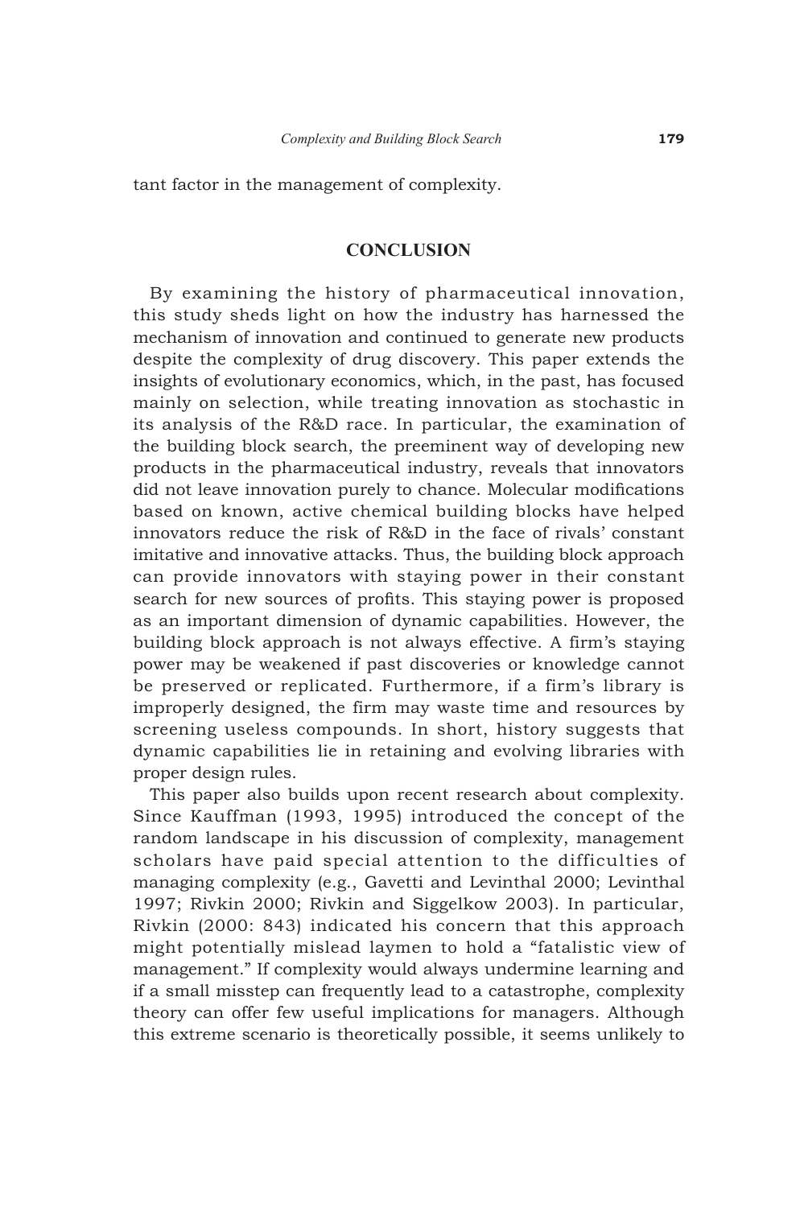tant factor in the management of complexity.

## CONCLUSION

By examining the history of pharmaceutical innovation, this study sheds light on how the industry has harnessed the mechanism of innovation and continued to generate new products despite the complexity of drug discovery. This paper extends the insights of evolutionary economics, which, in the past, has focused mainly on selection, while treating innovation as stochastic in its analysis of the R&D race. In particular, the examination of the building block search, the preeminent way of developing new products in the pharmaceutical industry, reveals that innovators did not leave innovation purely to chance. Molecular modifications based on known, active chemical building blocks have helped innovators reduce the risk of R&D in the face of rivals' constant imitative and innovative attacks. Thus, the building block approach can provide innovators with staying power in their constant search for new sources of profits. This staying power is proposed as an important dimension of dynamic capabilities. However, the building block approach is not always effective. A firm's staying power may be weakened if past discoveries or knowledge cannot be preserved or replicated. Furthermore, if a firm's library is improperly designed, the firm may waste time and resources by screening useless compounds. In short, history suggests that dynamic capabilities lie in retaining and evolving libraries with proper design rules.

This paper also builds upon recent research about complexity. Since Kauffman (1993, 1995) introduced the concept of the random landscape in his discussion of complexity, management scholars have paid special attention to the difficulties of managing complexity (e.g., Gavetti and Levinthal 2000; Levinthal 1997; Rivkin 2000; Rivkin and Siggelkow 2003). In particular, Rivkin (2000: 843) indicated his concern that this approach might potentially mislead laymen to hold a "fatalistic view of management." If complexity would always undermine learning and if a small misstep can frequently lead to a catastrophe, complexity theory can offer few useful implications for managers. Although this extreme scenario is theoretically possible, it seems unlikely to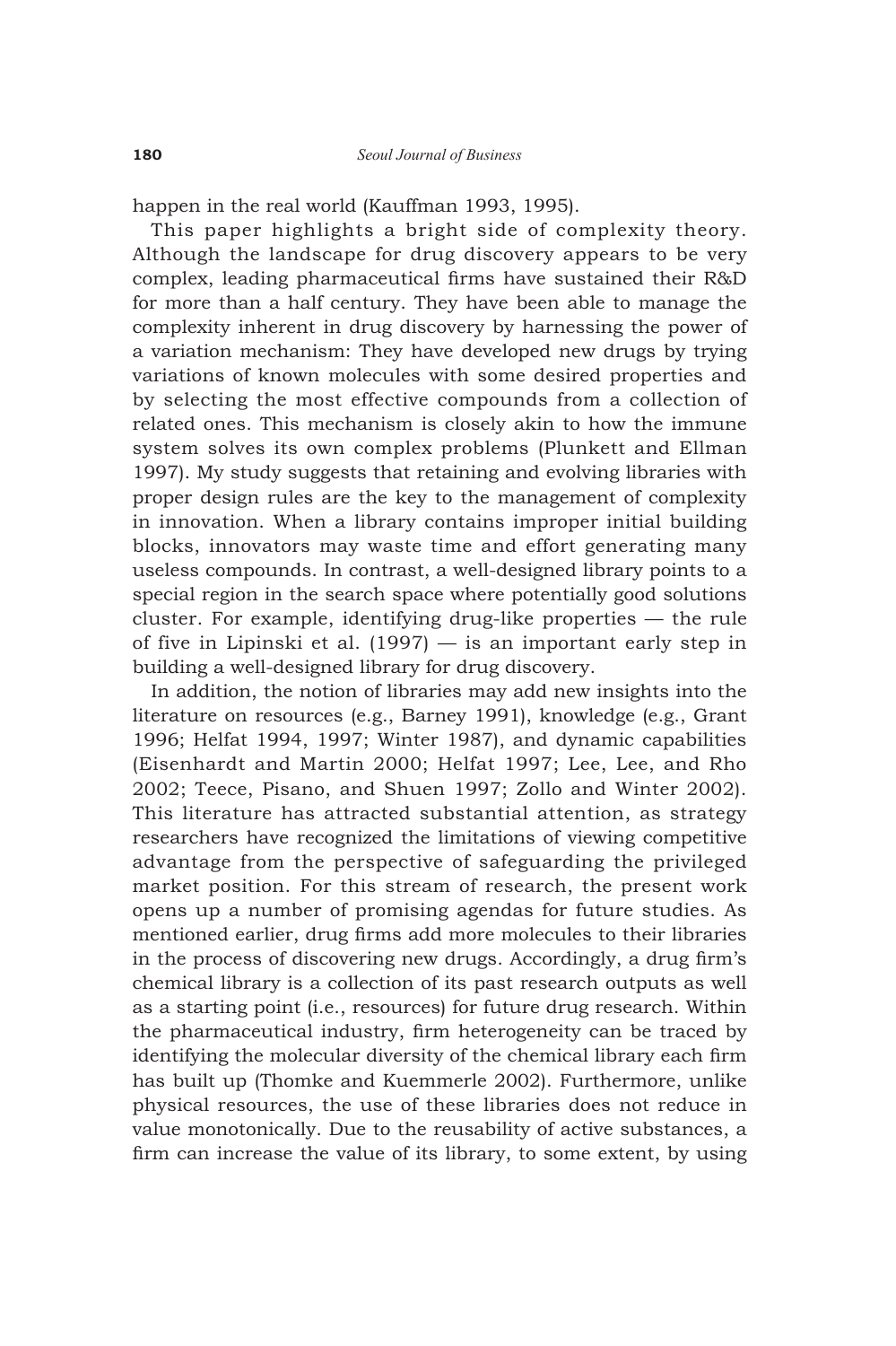happen in the real world (Kauffman 1993, 1995).

This paper highlights a bright side of complexity theory. Although the landscape for drug discovery appears to be very complex, leading pharmaceutical firms have sustained their R&D for more than a half century. They have been able to manage the complexity inherent in drug discovery by harnessing the power of a variation mechanism: They have developed new drugs by trying variations of known molecules with some desired properties and by selecting the most effective compounds from a collection of related ones. This mechanism is closely akin to how the immune system solves its own complex problems (Plunkett and Ellman 1997). My study suggests that retaining and evolving libraries with proper design rules are the key to the management of complexity in innovation. When a library contains improper initial building blocks, innovators may waste time and effort generating many useless compounds. In contrast, a well-designed library points to a special region in the search space where potentially good solutions cluster. For example, identifying drug-like properties — the rule of five in Lipinski et al. (1997) — is an important early step in building a well-designed library for drug discovery.

In addition, the notion of libraries may add new insights into the literature on resources (e.g., Barney 1991), knowledge (e.g., Grant 1996; Helfat 1994, 1997; Winter 1987), and dynamic capabilities (Eisenhardt and Martin 2000; Helfat 1997; Lee, Lee, and Rho 2002; Teece, Pisano, and Shuen 1997; Zollo and Winter 2002). This literature has attracted substantial attention, as strategy researchers have recognized the limitations of viewing competitive advantage from the perspective of safeguarding the privileged market position. For this stream of research, the present work opens up a number of promising agendas for future studies. As mentioned earlier, drug firms add more molecules to their libraries in the process of discovering new drugs. Accordingly, a drug firm's chemical library is a collection of its past research outputs as well as a starting point (i.e., resources) for future drug research. Within the pharmaceutical industry, firm heterogeneity can be traced by identifying the molecular diversity of the chemical library each firm has built up (Thomke and Kuemmerle 2002). Furthermore, unlike physical resources, the use of these libraries does not reduce in value monotonically. Due to the reusability of active substances, a firm can increase the value of its library, to some extent, by using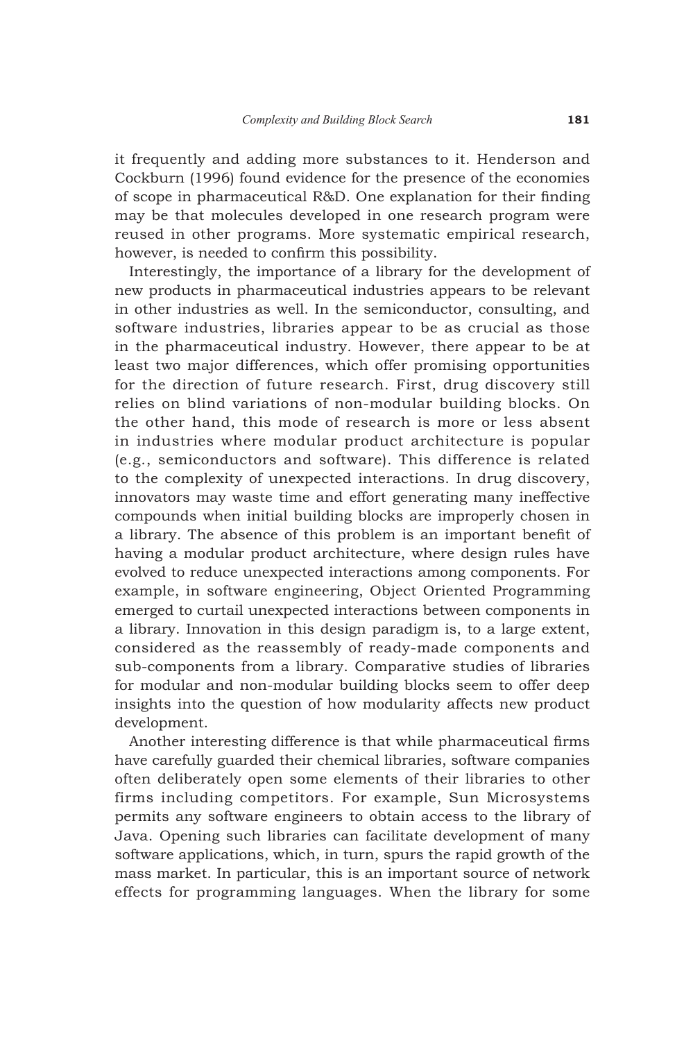it frequently and adding more substances to it. Henderson and Cockburn (1996) found evidence for the presence of the economies of scope in pharmaceutical R&D. One explanation for their finding may be that molecules developed in one research program were reused in other programs. More systematic empirical research, however, is needed to confirm this possibility.

Interestingly, the importance of a library for the development of new products in pharmaceutical industries appears to be relevant in other industries as well. In the semiconductor, consulting, and software industries, libraries appear to be as crucial as those in the pharmaceutical industry. However, there appear to be at least two major differences, which offer promising opportunities for the direction of future research. First, drug discovery still relies on blind variations of non-modular building blocks. On the other hand, this mode of research is more or less absent in industries where modular product architecture is popular (e.g., semiconductors and software). This difference is related to the complexity of unexpected interactions. In drug discovery, innovators may waste time and effort generating many ineffective compounds when initial building blocks are improperly chosen in a library. The absence of this problem is an important benefit of having a modular product architecture, where design rules have evolved to reduce unexpected interactions among components. For example, in software engineering, Object Oriented Programming emerged to curtail unexpected interactions between components in a library. Innovation in this design paradigm is, to a large extent, considered as the reassembly of ready-made components and sub-components from a library. Comparative studies of libraries for modular and non-modular building blocks seem to offer deep insights into the question of how modularity affects new product development.

Another interesting difference is that while pharmaceutical firms have carefully guarded their chemical libraries, software companies often deliberately open some elements of their libraries to other firms including competitors. For example, Sun Microsystems permits any software engineers to obtain access to the library of Java. Opening such libraries can facilitate development of many software applications, which, in turn, spurs the rapid growth of the mass market. In particular, this is an important source of network effects for programming languages. When the library for some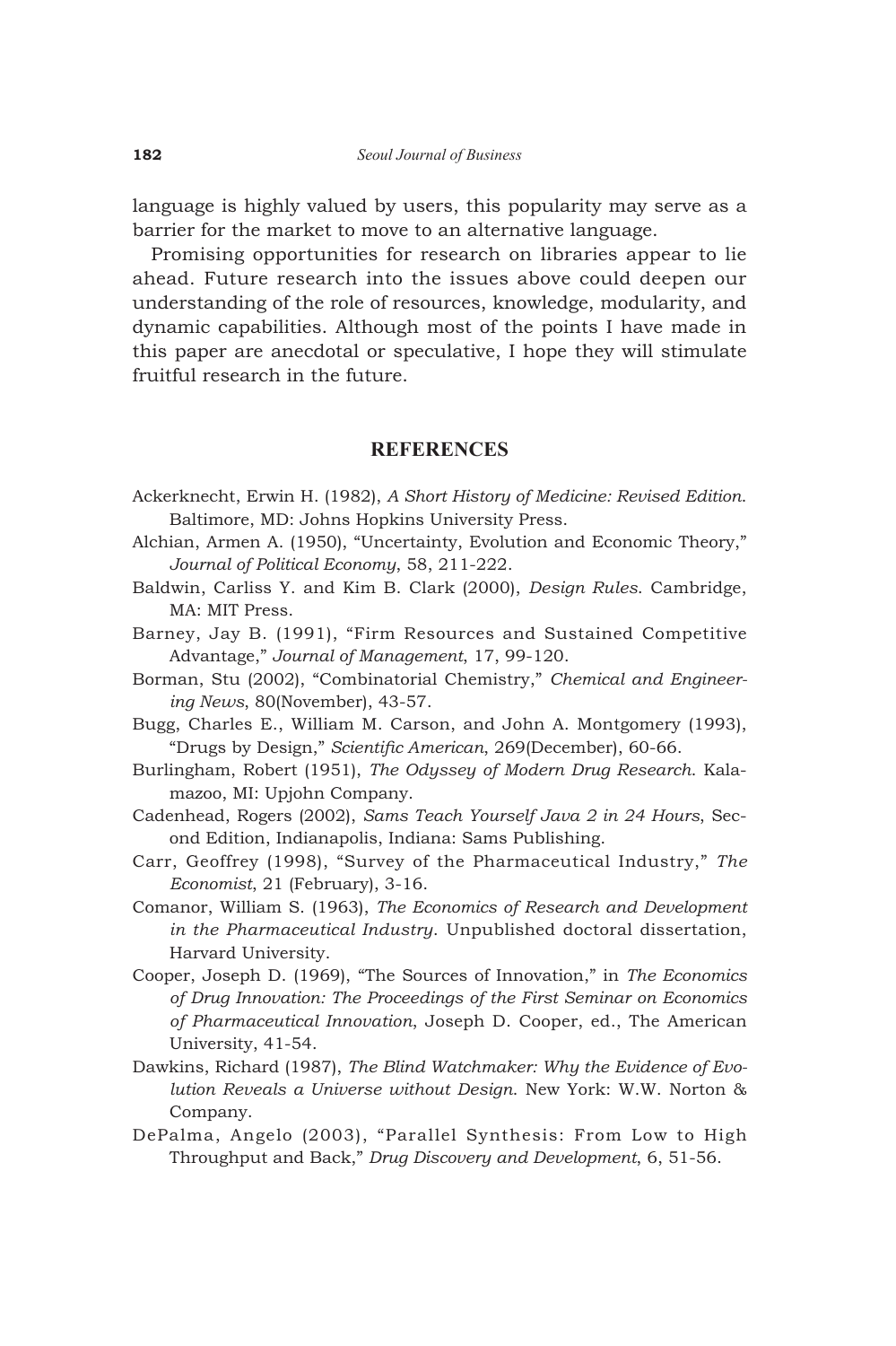language is highly valued by users, this popularity may serve as a barrier for the market to move to an alternative language.

Promising opportunities for research on libraries appear to lie ahead. Future research into the issues above could deepen our understanding of the role of resources, knowledge, modularity, and dynamic capabilities. Although most of the points I have made in this paper are anecdotal or speculative, I hope they will stimulate fruitful research in the future.

## REFERENCES

Ackerknecht, Erwin H. (1982), *A Short History of Medicine: Revised Edition*. Baltimore, MD: Johns Hopkins University Press.

Alchian, Armen A. (1950), "Uncertainty, Evolution and Economic Theory," *Journal of Political Economy*, 58, 211-222.

Baldwin, Carliss Y. and Kim B. Clark (2000), *Design Rules*. Cambridge, MA: MIT Press.

Barney, Jay B. (1991), "Firm Resources and Sustained Competitive Advantage," *Journal of Management*, 17, 99-120.

Borman, Stu (2002), "Combinatorial Chemistry," *Chemical and Engineering News*, 80(November), 43-57.

Bugg, Charles E., William M. Carson, and John A. Montgomery (1993), "Drugs by Design," *Scientific American*, 269(December), 60-66.

Burlingham, Robert (1951), *The Odyssey of Modern Drug Research*. Kalamazoo, MI: Upjohn Company.

Cadenhead, Rogers (2002), *Sams Teach Yourself Java 2 in 24 Hours*, Second Edition, Indianapolis, Indiana: Sams Publishing.

Carr, Geoffrey (1998), "Survey of the Pharmaceutical Industry," *The Economist*, 21 (February), 3-16.

Comanor, William S. (1963), *The Economics of Research and Development in the Pharmaceutical Industry*. Unpublished doctoral dissertation, Harvard University.

Cooper, Joseph D. (1969), "The Sources of Innovation," in *The Economics of Drug Innovation: The Proceedings of the First Seminar on Economics of Pharmaceutical Innovation*, Joseph D. Cooper, ed., The American University, 41-54.

Dawkins, Richard (1987), *The Blind Watchmaker: Why the Evidence of Evolution Reveals a Universe without Design*. New York: W.W. Norton & Company.

DePalma, Angelo (2003), "Parallel Synthesis: From Low to High Throughput and Back," *Drug Discovery and Development*, 6, 51-56.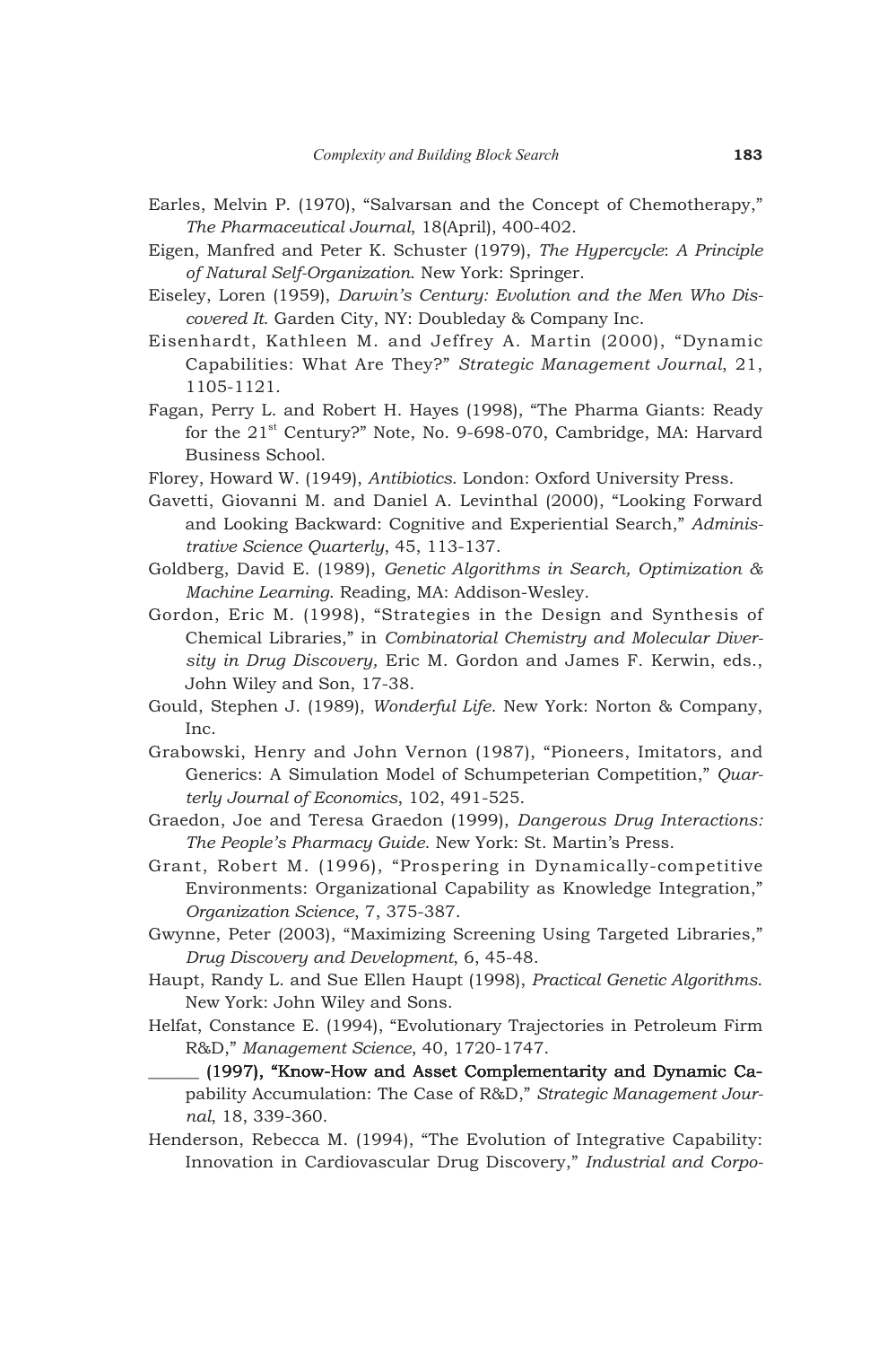Earles, Melvin P. (1970), "Salvarsan and the Concept of Chemotherapy," *The Pharmaceutical Journal*, 18(April), 400-402.

Eigen, Manfred and Peter K. Schuster (1979), *The Hypercycle*: *A Principle of Natural Self-Organization*. New York: Springer.

Eiseley, Loren (1959), *Darwin's Century: Evolution and the Men Who Discovered It*. Garden City, NY: Doubleday & Company Inc.

Eisenhardt, Kathleen M. and Jeffrey A. Martin (2000), "Dynamic Capabilities: What Are They?" *Strategic Management Journal*, 21, 1105-1121.

Fagan, Perry L. and Robert H. Hayes (1998), "The Pharma Giants: Ready for the 21st Century?" Note, No. 9-698-070, Cambridge, MA: Harvard Business School.

Florey, Howard W. (1949), *Antibiotics*. London: Oxford University Press.

Gavetti, Giovanni M. and Daniel A. Levinthal (2000), "Looking Forward and Looking Backward: Cognitive and Experiential Search," *Administrative Science Quarterly*, 45, 113-137.

Goldberg, David E. (1989), *Genetic Algorithms in Search, Optimization & Machine Learning*. Reading, MA: Addison-Wesley.

Gordon, Eric M. (1998), "Strategies in the Design and Synthesis of Chemical Libraries," in *Combinatorial Chemistry and Molecular Diversity in Drug Discovery,* Eric M. Gordon and James F. Kerwin, eds., John Wiley and Son, 17-38.

Gould, Stephen J. (1989), *Wonderful Life*. New York: Norton & Company, Inc.

Grabowski, Henry and John Vernon (1987), "Pioneers, Imitators, and Generics: A Simulation Model of Schumpeterian Competition," *Quarterly Journal of Economics*, 102, 491-525.

Graedon, Joe and Teresa Graedon (1999), *Dangerous Drug Interactions: The People's Pharmacy Guide*. New York: St. Martin's Press.

Grant, Robert M. (1996), "Prospering in Dynamically-competitive Environments: Organizational Capability as Knowledge Integration," *Organization Science*, 7, 375-387.

Gwynne, Peter (2003), "Maximizing Screening Using Targeted Libraries," *Drug Discovery and Development*, 6, 45-48.

Haupt, Randy L. and Sue Ellen Haupt (1998), *Practical Genetic Algorithms*. New York: John Wiley and Sons.

Helfat, Constance E. (1994), "Evolutionary Trajectories in Petroleum Firm R&D," *Management Science*, 40, 1720-1747.

______ (1997), "Know-How and Asset Complementarity and Dynamic Capability Accumulation: The Case of R&D," *Strategic Management Journal*, 18, 339-360.

Henderson, Rebecca M. (1994), "The Evolution of Integrative Capability: Innovation in Cardiovascular Drug Discovery," *Industrial and Corpo-*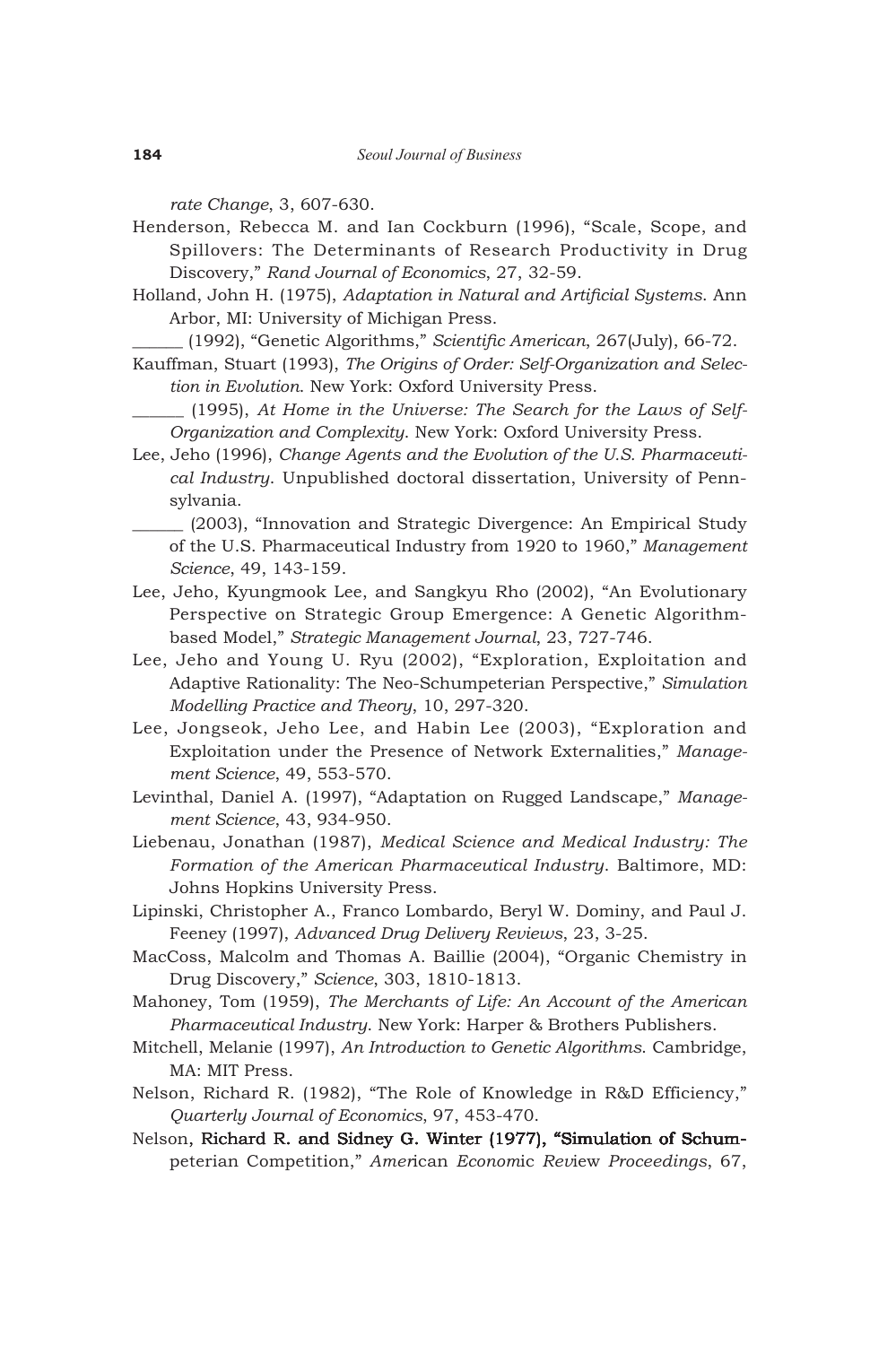*rate Change*, 3, 607-630.

Henderson, Rebecca M. and Ian Cockburn (1996), "Scale, Scope, and Spillovers: The Determinants of Research Productivity in Drug Discovery," *Rand Journal of Economics*, 27, 32-59.

Holland, John H. (1975), *Adaptation in Natural and Artificial Systems*. Ann Arbor, MI: University of Michigan Press.

______ (1992), "Genetic Algorithms," *Scientific American*, 267(July), 66-72.

Kauffman, Stuart (1993), *The Origins of Order: Self-Organization and Selection in Evolution*. New York: Oxford University Press.

______ (1995), *At Home in the Universe: The Search for the Laws of Self-Organization and Complexity*. New York: Oxford University Press.

Lee, Jeho (1996), *Change Agents and the Evolution of the U.S. Pharmaceutical Industry*. Unpublished doctoral dissertation, University of Pennsylvania.

______ (2003), "Innovation and Strategic Divergence: An Empirical Study of the U.S. Pharmaceutical Industry from 1920 to 1960," *Management Science*, 49, 143-159.

Lee, Jeho, Kyungmook Lee, and Sangkyu Rho (2002), "An Evolutionary Perspective on Strategic Group Emergence: A Genetic Algorithm-based Model," *Strategic Management Journal*, 23, 727-746.

Lee, Jeho and Young U. Ryu (2002), "Exploration, Exploitation and Adaptive Rationality: The Neo-Schumpeterian Perspective," *Simulation Modelling Practice and Theory*, 10, 297-320.

Lee, Jongseok, Jeho Lee, and Habin Lee (2003), "Exploration and Exploitation under the Presence of Network Externalities," *Management Science*, 49, 553-570.

Levinthal, Daniel A. (1997), "Adaptation on Rugged Landscape," *Management Science*, 43, 934-950.

Liebenau, Jonathan (1987), *Medical Science and Medical Industry: The Formation of the American Pharmaceutical Industry*. Baltimore, MD: Johns Hopkins University Press.

Lipinski, Christopher A., Franco Lombardo, Beryl W. Dominy, and Paul J. Feeney (1997), *Advanced Drug Delivery Reviews*, 23, 3-25.

MacCoss, Malcolm and Thomas A. Baillie (2004), "Organic Chemistry in Drug Discovery," *Science*, 303, 1810-1813.

Mahoney, Tom (1959), *The Merchants of Life: An Account of the American Pharmaceutical Industry*. New York: Harper & Brothers Publishers.

Mitchell, Melanie (1997), *An Introduction to Genetic Algorithms*. Cambridge, MA: MIT Press.

Nelson, Richard R. (1982), "The Role of Knowledge in R&D Efficiency," *Quarterly Journal of Economics*, 97, 453-470.

Nelson, Richard R. and Sidney G. Winter (1977), "Simulation of Schumpeterian Competition," *American Economic Review Proceedings*, 67,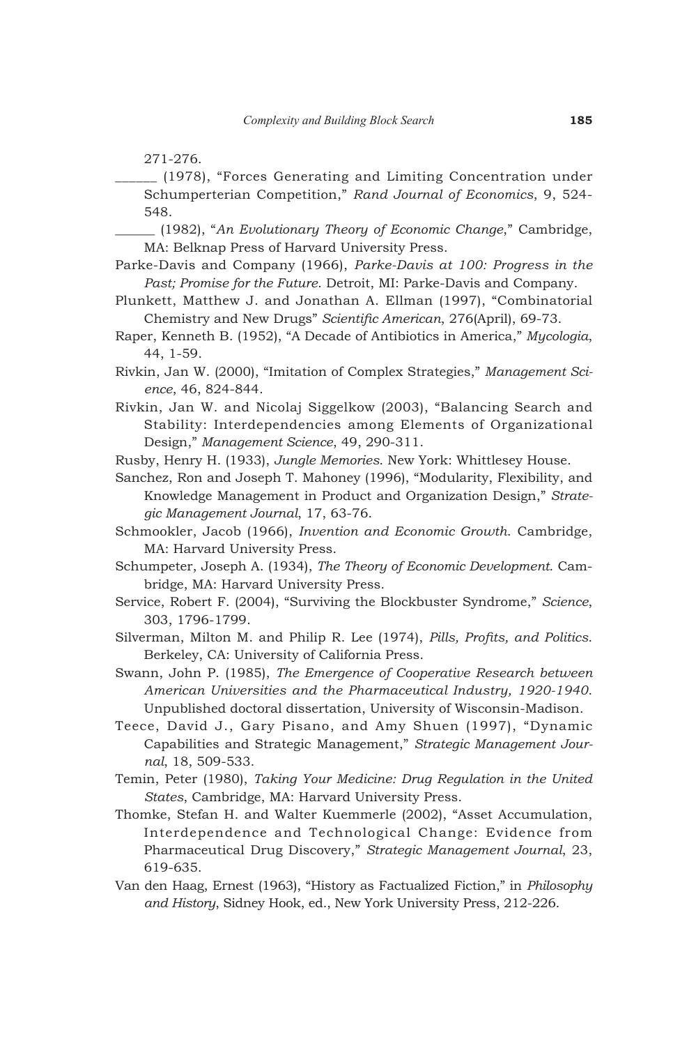271-276.

______ (1978), "Forces Generating and Limiting Concentration under Schumperterian Competition," *Rand Journal of Economics*, 9, 524-548.

______ (1982), "*An Evolutionary Theory of Economic Change*," Cambridge, MA: Belknap Press of Harvard University Press.

Parke-Davis and Company (1966), *Parke-Davis at 100: Progress in the Past; Promise for the Future*. Detroit, MI: Parke-Davis and Company.

Plunkett, Matthew J. and Jonathan A. Ellman (1997), "Combinatorial Chemistry and New Drugs" *Scientific American*, 276(April), 69-73.

Raper, Kenneth B. (1952), "A Decade of Antibiotics in America," *Mycologia*, 44, 1-59.

Rivkin, Jan W. (2000), "Imitation of Complex Strategies," *Management Science*, 46, 824-844.

Rivkin, Jan W. and Nicolaj Siggelkow (2003), "Balancing Search and Stability: Interdependencies among Elements of Organizational Design," *Management Science*, 49, 290-311.

Rusby, Henry H. (1933), *Jungle Memories*. New York: Whittlesey House.

Sanchez, Ron and Joseph T. Mahoney (1996), "Modularity, Flexibility, and Knowledge Management in Product and Organization Design," *Strategic Management Journal*, 17, 63-76.

Schmookler, Jacob (1966), *Invention and Economic Growth*. Cambridge, MA: Harvard University Press.

Schumpeter, Joseph A. (1934), *The Theory of Economic Development*. Cambridge, MA: Harvard University Press.

Service, Robert F. (2004), "Surviving the Blockbuster Syndrome," *Science*, 303, 1796-1799.

Silverman, Milton M. and Philip R. Lee (1974), *Pills, Profits, and Politics*. Berkeley, CA: University of California Press.

Swann, John P. (1985), *The Emergence of Cooperative Research between American Universities and the Pharmaceutical Industry, 1920-1940*. Unpublished doctoral dissertation, University of Wisconsin-Madison.

Teece, David J., Gary Pisano, and Amy Shuen (1997), "Dynamic Capabilities and Strategic Management," *Strategic Management Journal*, 18, 509-533.

Temin, Peter (1980), *Taking Your Medicine: Drug Regulation in the United States*, Cambridge, MA: Harvard University Press.

Thomke, Stefan H. and Walter Kuemmerle (2002), "Asset Accumulation, Interdependence and Technological Change: Evidence from Pharmaceutical Drug Discovery," *Strategic Management Journal*, 23, 619-635.

Van den Haag, Ernest (1963), "History as Factualized Fiction," in *Philosophy and History*, Sidney Hook, ed., New York University Press, 212-226.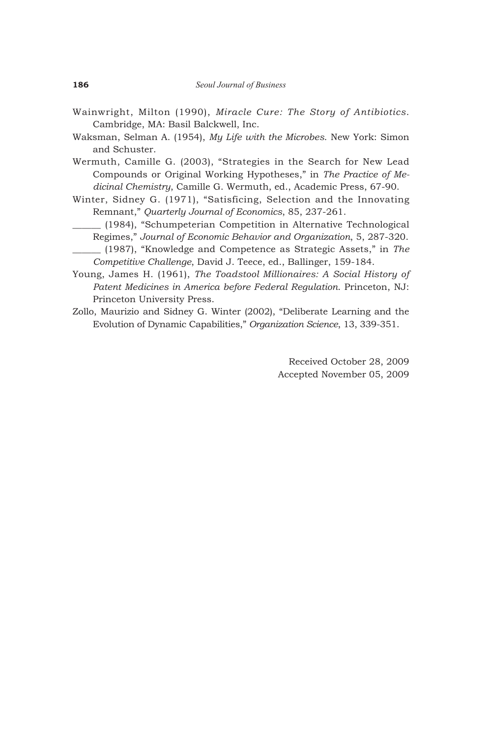Wainwright, Milton (1990), *Miracle Cure: The Story of Antibiotics*. Cambridge, MA: Basil Balckwell, Inc.

Waksman, Selman A. (1954), *My Life with the Microbes*. New York: Simon and Schuster.

Wermuth, Camille G. (2003), "Strategies in the Search for New Lead Compounds or Original Working Hypotheses," in *The Practice of Medicinal Chemistry*, Camille G. Wermuth, ed., Academic Press, 67-90.

Winter, Sidney G. (1971), "Satisficing, Selection and the Innovating Remnant," *Quarterly Journal of Economics*, 85, 237-261.

______ (1984), "Schumpeterian Competition in Alternative Technological Regimes," *Journal of Economic Behavior and Organization*, 5, 287-320.

______ (1987), "Knowledge and Competence as Strategic Assets," in *The Competitive Challenge*, David J. Teece, ed., Ballinger, 159-184.

Young, James H. (1961), *The Toadstool Millionaires: A Social History of Patent Medicines in America before Federal Regulation*. Princeton, NJ: Princeton University Press.

Zollo, Maurizio and Sidney G. Winter (2002), "Deliberate Learning and the Evolution of Dynamic Capabilities," *Organization Science*, 13, 339-351.

Received October 28, 2009
Accepted November 05, 2009